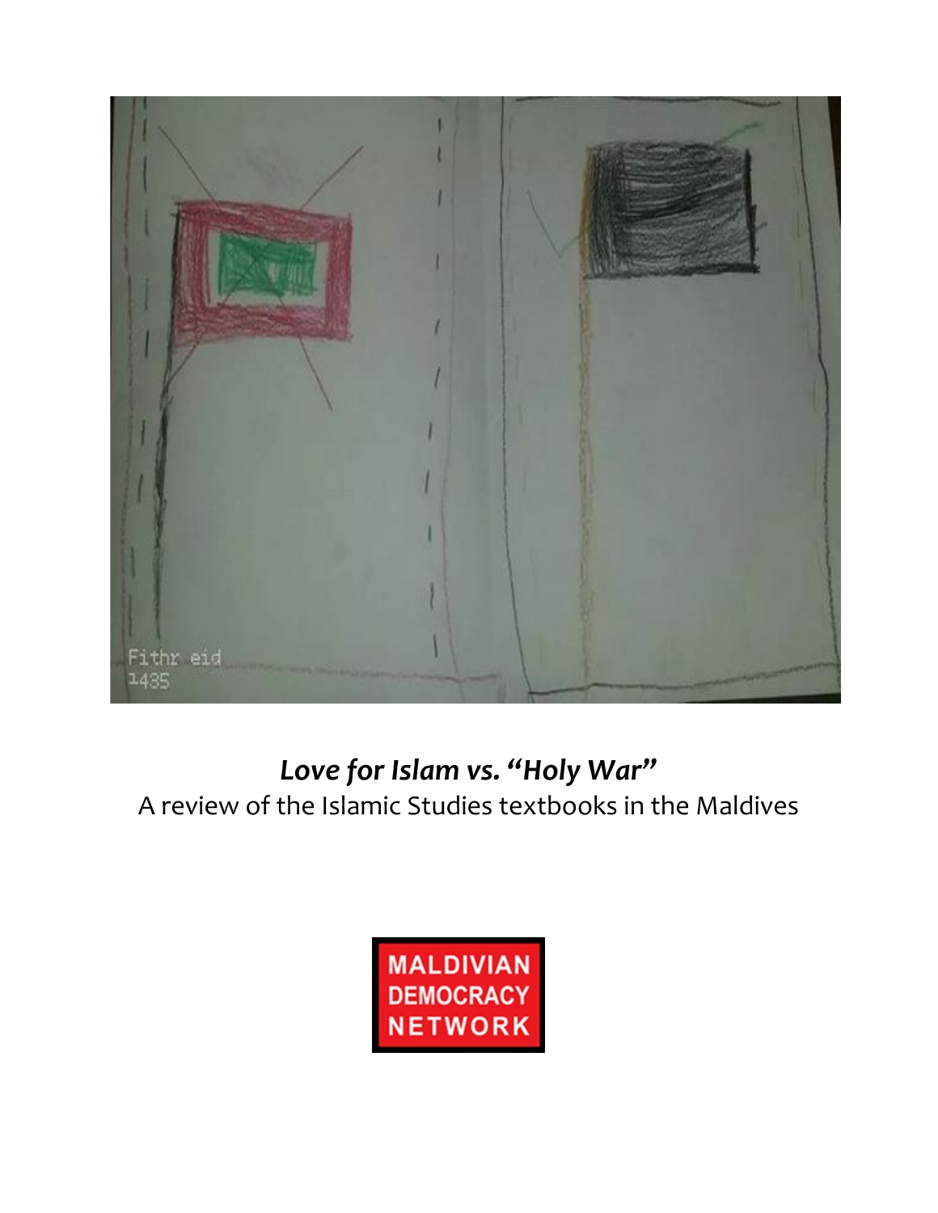# *Love for Islam vs. "Holy War"*

A review of the Islamic Studies textbooks in the Maldives

MALDIVIAN DEMOCRACY NETWORK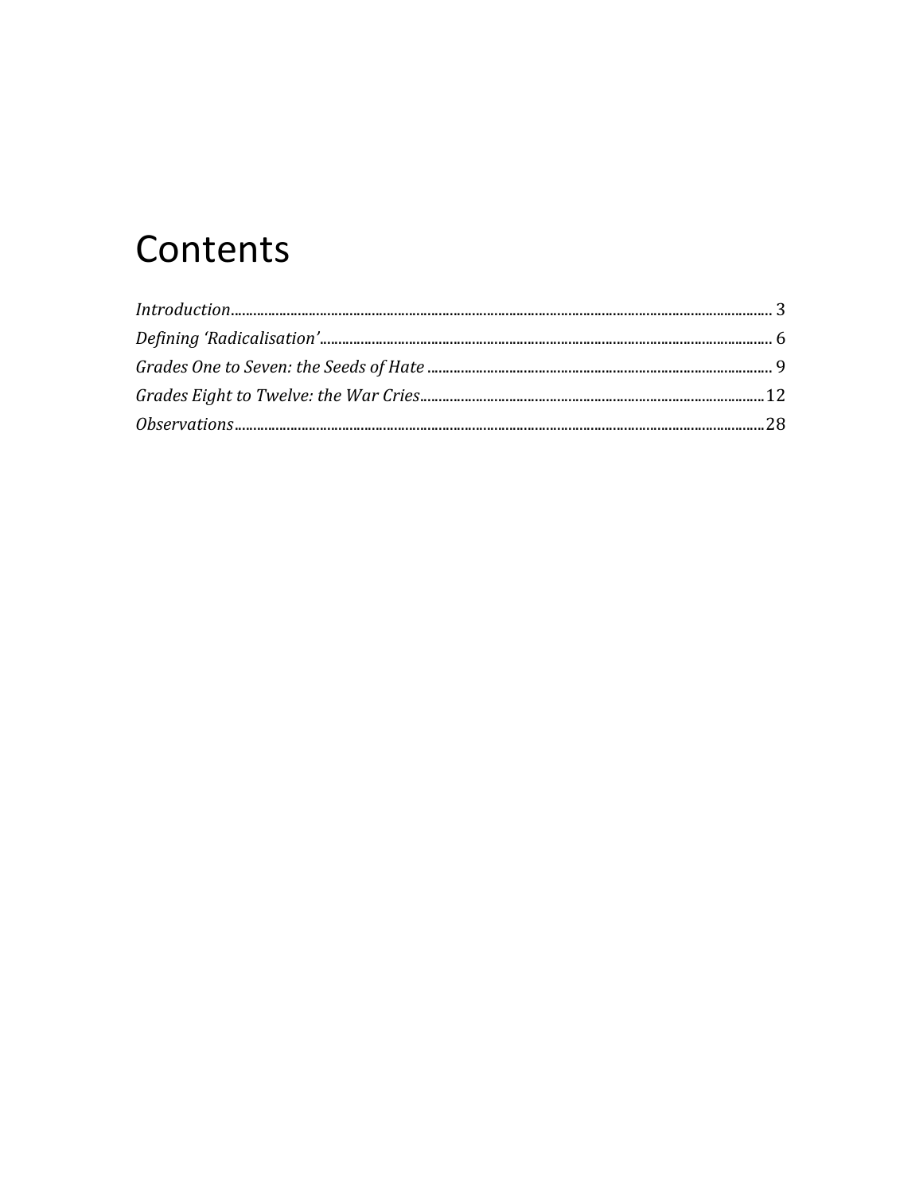# Contents

*Introduction* ..... 3
*Defining 'Radicalisation'* ..... 6
*Grades One to Seven: the Seeds of Hate* ..... 9
*Grades Eight to Twelve: the War Cries* ..... 12
*Observations* ..... 28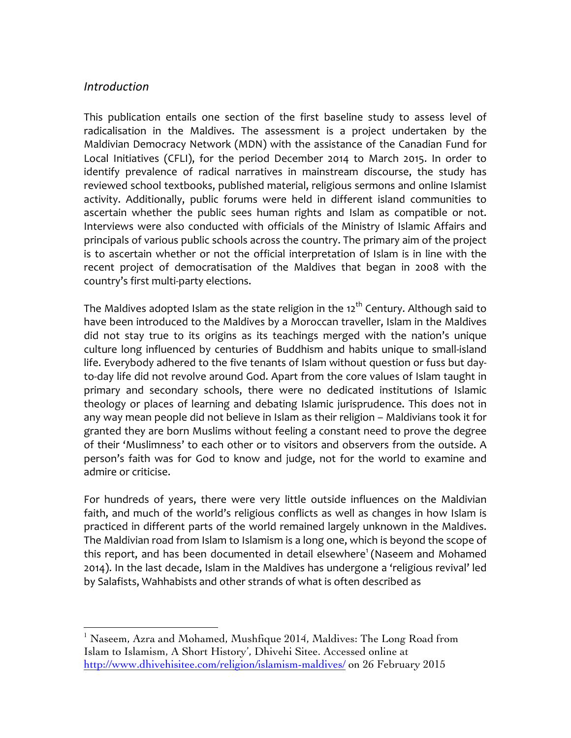## *Introduction*

This publication entails one section of the first baseline study to assess level of radicalisation in the Maldives. The assessment is a project undertaken by the Maldivian Democracy Network (MDN) with the assistance of the Canadian Fund for Local Initiatives (CFLI), for the period December 2014 to March 2015. In order to identify prevalence of radical narratives in mainstream discourse, the study has reviewed school textbooks, published material, religious sermons and online Islamist activity. Additionally, public forums were held in different island communities to ascertain whether the public sees human rights and Islam as compatible or not. Interviews were also conducted with officials of the Ministry of Islamic Affairs and principals of various public schools across the country. The primary aim of the project is to ascertain whether or not the official interpretation of Islam is in line with the recent project of democratisation of the Maldives that began in 2008 with the country's first multi-party elections.

The Maldives adopted Islam as the state religion in the 12th Century. Although said to have been introduced to the Maldives by a Moroccan traveller, Islam in the Maldives did not stay true to its origins as its teachings merged with the nation's unique culture long influenced by centuries of Buddhism and habits unique to small-island life. Everybody adhered to the five tenants of Islam without question or fuss but day-to-day life did not revolve around God. Apart from the core values of Islam taught in primary and secondary schools, there were no dedicated institutions of Islamic theology or places of learning and debating Islamic jurisprudence. This does not in any way mean people did not believe in Islam as their religion – Maldivians took it for granted they are born Muslims without feeling a constant need to prove the degree of their 'Muslimness' to each other or to visitors and observers from the outside. A person's faith was for God to know and judge, not for the world to examine and admire or criticise.

For hundreds of years, there were very little outside influences on the Maldivian faith, and much of the world's religious conflicts as well as changes in how Islam is practiced in different parts of the world remained largely unknown in the Maldives. The Maldivian road from Islam to Islamism is a long one, which is beyond the scope of this report, and has been documented in detail elsewhere[1] (Naseem and Mohamed 2014). In the last decade, Islam in the Maldives has undergone a 'religious revival' led by Salafists, Wahhabists and other strands of what is often described as

---

[1] Naseem, Azra and Mohamed, Mushfique 2014, Maldives: The Long Road from Islam to Islamism, A Short History', Dhivehi Sitee. Accessed online at http://www.dhivehisitee.com/religion/islamism-maldives/ on 26 February 2015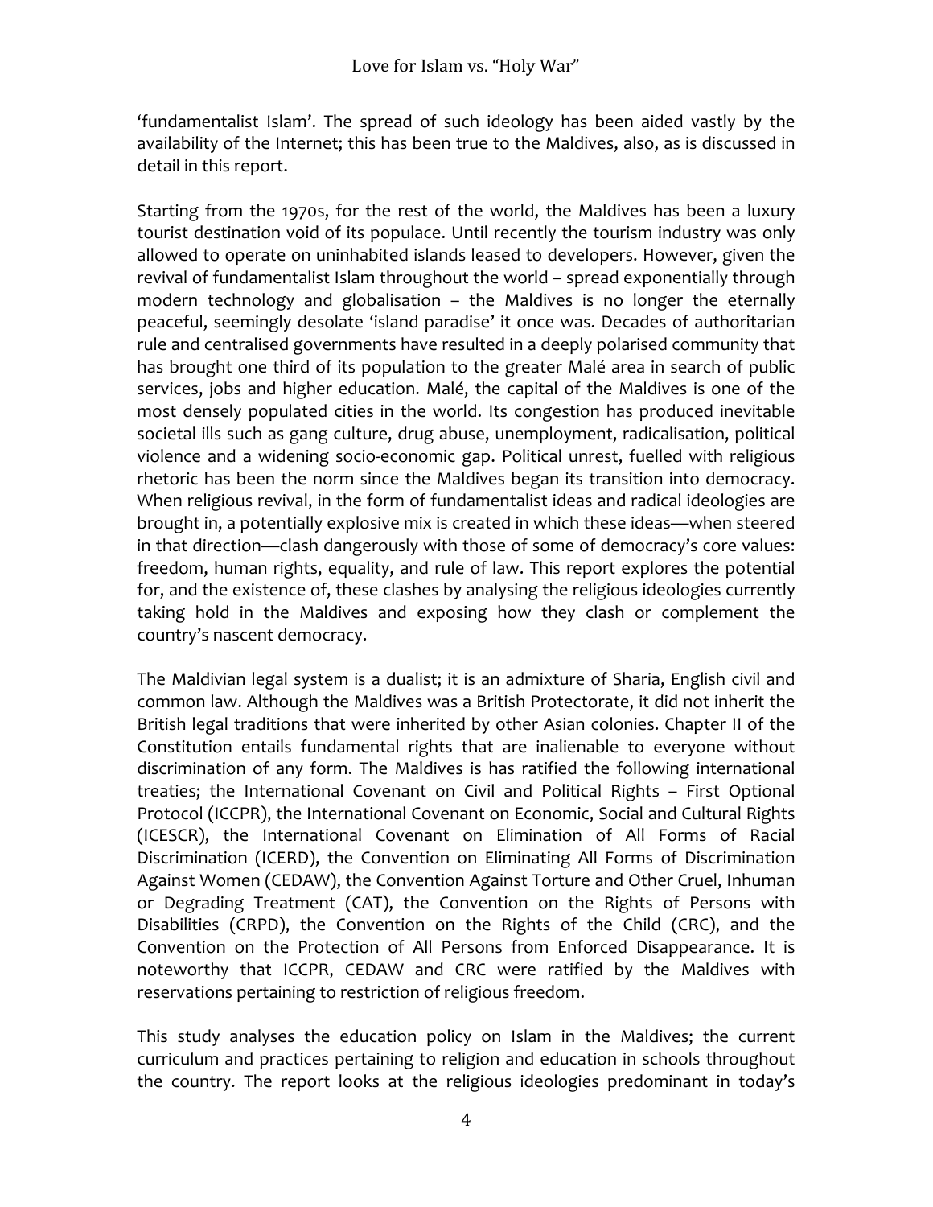‘fundamentalist Islam’. The spread of such ideology has been aided vastly by the availability of the Internet; this has been true to the Maldives, also, as is discussed in detail in this report.

Starting from the 1970s, for the rest of the world, the Maldives has been a luxury tourist destination void of its populace. Until recently the tourism industry was only allowed to operate on uninhabited islands leased to developers. However, given the revival of fundamentalist Islam throughout the world – spread exponentially through modern technology and globalisation – the Maldives is no longer the eternally peaceful, seemingly desolate ‘island paradise’ it once was. Decades of authoritarian rule and centralised governments have resulted in a deeply polarised community that has brought one third of its population to the greater Malé area in search of public services, jobs and higher education. Malé, the capital of the Maldives is one of the most densely populated cities in the world. Its congestion has produced inevitable societal ills such as gang culture, drug abuse, unemployment, radicalisation, political violence and a widening socio-economic gap. Political unrest, fuelled with religious rhetoric has been the norm since the Maldives began its transition into democracy. When religious revival, in the form of fundamentalist ideas and radical ideologies are brought in, a potentially explosive mix is created in which these ideas—when steered in that direction—clash dangerously with those of some of democracy’s core values: freedom, human rights, equality, and rule of law. This report explores the potential for, and the existence of, these clashes by analysing the religious ideologies currently taking hold in the Maldives and exposing how they clash or complement the country’s nascent democracy.

The Maldivian legal system is a dualist; it is an admixture of Sharia, English civil and common law. Although the Maldives was a British Protectorate, it did not inherit the British legal traditions that were inherited by other Asian colonies. Chapter II of the Constitution entails fundamental rights that are inalienable to everyone without discrimination of any form. The Maldives is has ratified the following international treaties; the International Covenant on Civil and Political Rights – First Optional Protocol (ICCPR), the International Covenant on Economic, Social and Cultural Rights (ICESCR), the International Covenant on Elimination of All Forms of Racial Discrimination (ICERD), the Convention on Eliminating All Forms of Discrimination Against Women (CEDAW), the Convention Against Torture and Other Cruel, Inhuman or Degrading Treatment (CAT), the Convention on the Rights of Persons with Disabilities (CRPD), the Convention on the Rights of the Child (CRC), and the Convention on the Protection of All Persons from Enforced Disappearance. It is noteworthy that ICCPR, CEDAW and CRC were ratified by the Maldives with reservations pertaining to restriction of religious freedom.

This study analyses the education policy on Islam in the Maldives; the current curriculum and practices pertaining to religion and education in schools throughout the country. The report looks at the religious ideologies predominant in today’s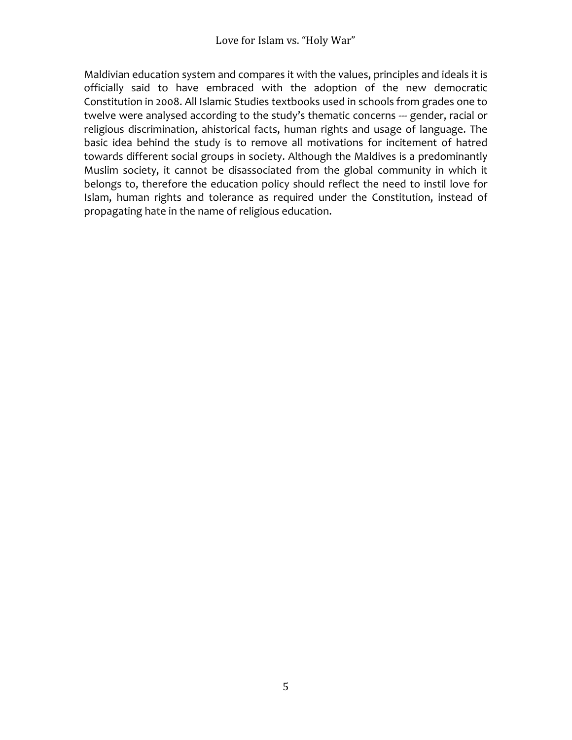Maldivian education system and compares it with the values, principles and ideals it is officially said to have embraced with the adoption of the new democratic Constitution in 2008. All Islamic Studies textbooks used in schools from grades one to twelve were analysed according to the study's thematic concerns --- gender, racial or religious discrimination, ahistorical facts, human rights and usage of language. The basic idea behind the study is to remove all motivations for incitement of hatred towards different social groups in society. Although the Maldives is a predominantly Muslim society, it cannot be disassociated from the global community in which it belongs to, therefore the education policy should reflect the need to instil love for Islam, human rights and tolerance as required under the Constitution, instead of propagating hate in the name of religious education.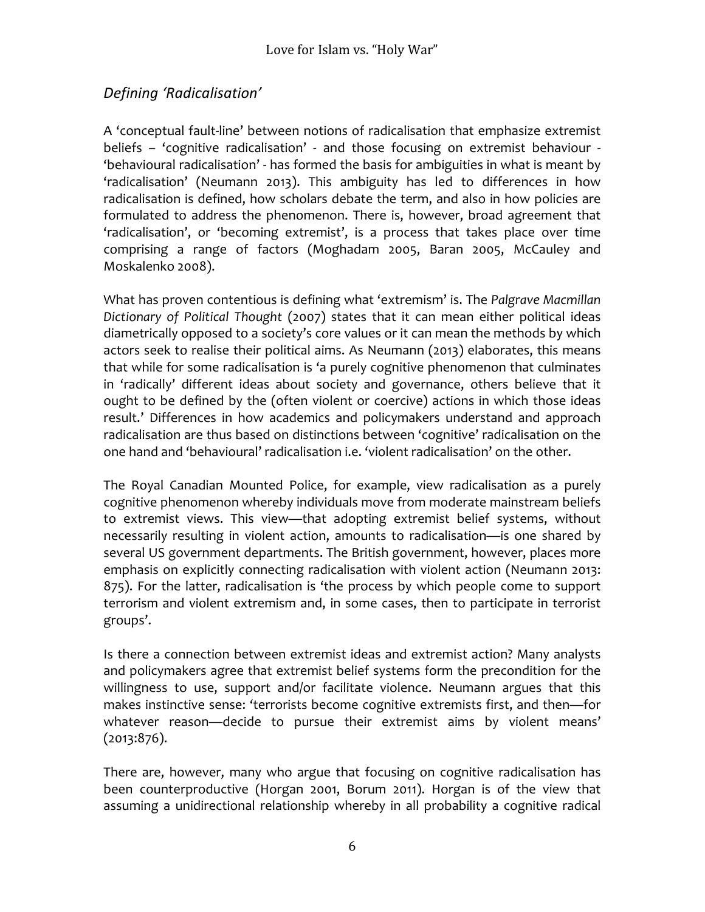## *Defining 'Radicalisation'*

A 'conceptual fault-line' between notions of radicalisation that emphasize extremist beliefs – 'cognitive radicalisation' - and those focusing on extremist behaviour - 'behavioural radicalisation' - has formed the basis for ambiguities in what is meant by 'radicalisation' (Neumann 2013). This ambiguity has led to differences in how radicalisation is defined, how scholars debate the term, and also in how policies are formulated to address the phenomenon. There is, however, broad agreement that 'radicalisation', or 'becoming extremist', is a process that takes place over time comprising a range of factors (Moghadam 2005, Baran 2005, McCauley and Moskalenko 2008).

What has proven contentious is defining what 'extremism' is. The *Palgrave Macmillan Dictionary of Political Thought* (2007) states that it can mean either political ideas diametrically opposed to a society's core values or it can mean the methods by which actors seek to realise their political aims. As Neumann (2013) elaborates, this means that while for some radicalisation is 'a purely cognitive phenomenon that culminates in 'radically' different ideas about society and governance, others believe that it ought to be defined by the (often violent or coercive) actions in which those ideas result.' Differences in how academics and policymakers understand and approach radicalisation are thus based on distinctions between 'cognitive' radicalisation on the one hand and 'behavioural' radicalisation i.e. 'violent radicalisation' on the other.

The Royal Canadian Mounted Police, for example, view radicalisation as a purely cognitive phenomenon whereby individuals move from moderate mainstream beliefs to extremist views. This view—that adopting extremist belief systems, without necessarily resulting in violent action, amounts to radicalisation—is one shared by several US government departments. The British government, however, places more emphasis on explicitly connecting radicalisation with violent action (Neumann 2013: 875). For the latter, radicalisation is 'the process by which people come to support terrorism and violent extremism and, in some cases, then to participate in terrorist groups'.

Is there a connection between extremist ideas and extremist action? Many analysts and policymakers agree that extremist belief systems form the precondition for the willingness to use, support and/or facilitate violence. Neumann argues that this makes instinctive sense: 'terrorists become cognitive extremists first, and then—for whatever reason—decide to pursue their extremist aims by violent means' (2013:876).

There are, however, many who argue that focusing on cognitive radicalisation has been counterproductive (Horgan 2001, Borum 2011). Horgan is of the view that assuming a unidirectional relationship whereby in all probability a cognitive radical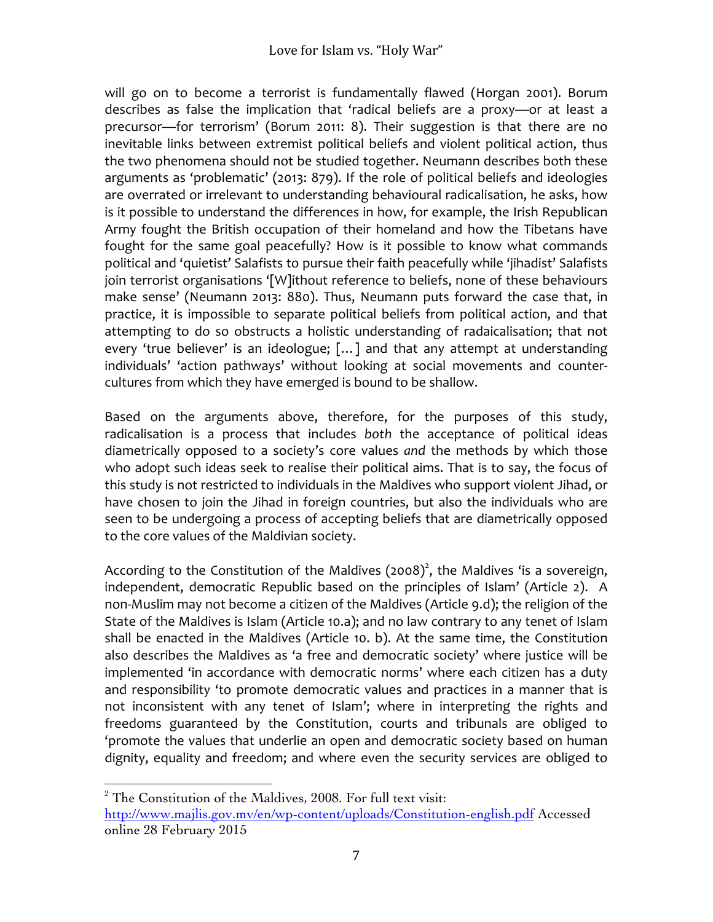will go on to become a terrorist is fundamentally flawed (Horgan 2001). Borum describes as false the implication that 'radical beliefs are a proxy—or at least a precursor—for terrorism' (Borum 2011: 8). Their suggestion is that there are no inevitable links between extremist political beliefs and violent political action, thus the two phenomena should not be studied together. Neumann describes both these arguments as 'problematic' (2013: 879). If the role of political beliefs and ideologies are overrated or irrelevant to understanding behavioural radicalisation, he asks, how is it possible to understand the differences in how, for example, the Irish Republican Army fought the British occupation of their homeland and how the Tibetans have fought for the same goal peacefully? How is it possible to know what commands political and 'quietist' Salafists to pursue their faith peacefully while 'jihadist' Salafists join terrorist organisations '[W]ithout reference to beliefs, none of these behaviours make sense' (Neumann 2013: 880). Thus, Neumann puts forward the case that, in practice, it is impossible to separate political beliefs from political action, and that attempting to do so obstructs a holistic understanding of radaicalisation; that not every 'true believer' is an ideologue; [...] and that any attempt at understanding individuals' 'action pathways' without looking at social movements and counter-cultures from which they have emerged is bound to be shallow.

Based on the arguments above, therefore, for the purposes of this study, radicalisation is a process that includes *both* the acceptance of political ideas diametrically opposed to a society's core values *and* the methods by which those who adopt such ideas seek to realise their political aims. That is to say, the focus of this study is not restricted to individuals in the Maldives who support violent Jihad, or have chosen to join the Jihad in foreign countries, but also the individuals who are seen to be undergoing a process of accepting beliefs that are diametrically opposed to the core values of the Maldivian society.

According to the Constitution of the Maldives (2008)[2], the Maldives 'is a sovereign, independent, democratic Republic based on the principles of Islam' (Article 2). A non-Muslim may not become a citizen of the Maldives (Article 9.d); the religion of the State of the Maldives is Islam (Article 10.a); and no law contrary to any tenet of Islam shall be enacted in the Maldives (Article 10. b). At the same time, the Constitution also describes the Maldives as 'a free and democratic society' where justice will be implemented 'in accordance with democratic norms' where each citizen has a duty and responsibility 'to promote democratic values and practices in a manner that is not inconsistent with any tenet of Islam'; where in interpreting the rights and freedoms guaranteed by the Constitution, courts and tribunals are obliged to 'promote the values that underlie an open and democratic society based on human dignity, equality and freedom; and where even the security services are obliged to

---

[2] The Constitution of the Maldives, 2008. For full text visit: http://www.majlis.gov.mv/en/wp-content/uploads/Constitution-english.pdf Accessed online 28 February 2015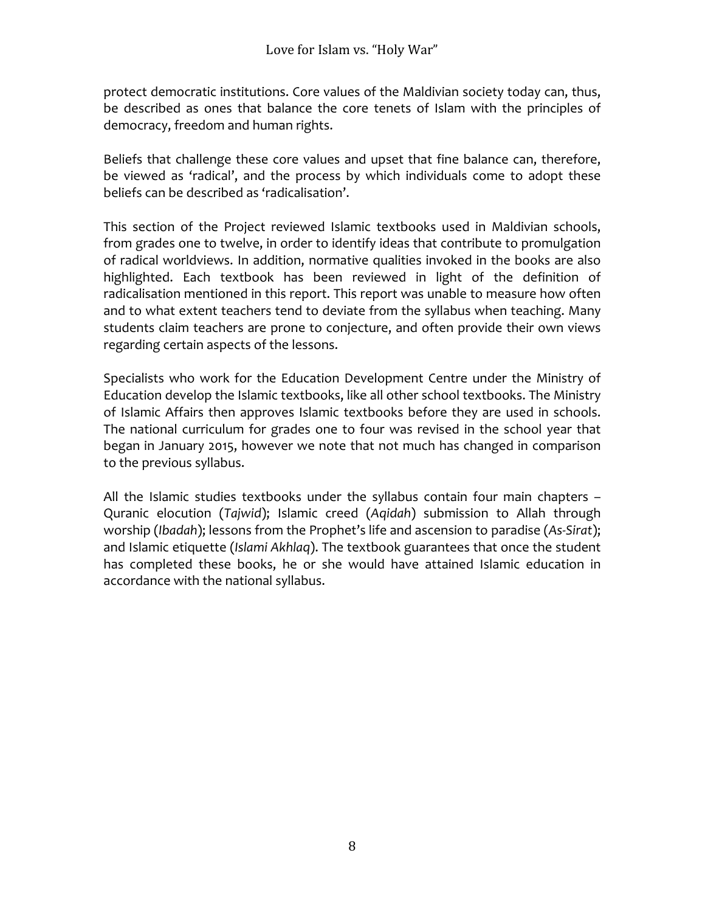protect democratic institutions. Core values of the Maldivian society today can, thus, be described as ones that balance the core tenets of Islam with the principles of democracy, freedom and human rights.

Beliefs that challenge these core values and upset that fine balance can, therefore, be viewed as 'radical', and the process by which individuals come to adopt these beliefs can be described as 'radicalisation'.

This section of the Project reviewed Islamic textbooks used in Maldivian schools, from grades one to twelve, in order to identify ideas that contribute to promulgation of radical worldviews. In addition, normative qualities invoked in the books are also highlighted. Each textbook has been reviewed in light of the definition of radicalisation mentioned in this report. This report was unable to measure how often and to what extent teachers tend to deviate from the syllabus when teaching. Many students claim teachers are prone to conjecture, and often provide their own views regarding certain aspects of the lessons.

Specialists who work for the Education Development Centre under the Ministry of Education develop the Islamic textbooks, like all other school textbooks. The Ministry of Islamic Affairs then approves Islamic textbooks before they are used in schools. The national curriculum for grades one to four was revised in the school year that began in January 2015, however we note that not much has changed in comparison to the previous syllabus.

All the Islamic studies textbooks under the syllabus contain four main chapters – Quranic elocution (*Tajwid*); Islamic creed (*Aqidah*) submission to Allah through worship (*Ibadah*); lessons from the Prophet's life and ascension to paradise (*As-Sirat*); and Islamic etiquette (*Islami Akhlaq*). The textbook guarantees that once the student has completed these books, he or she would have attained Islamic education in accordance with the national syllabus.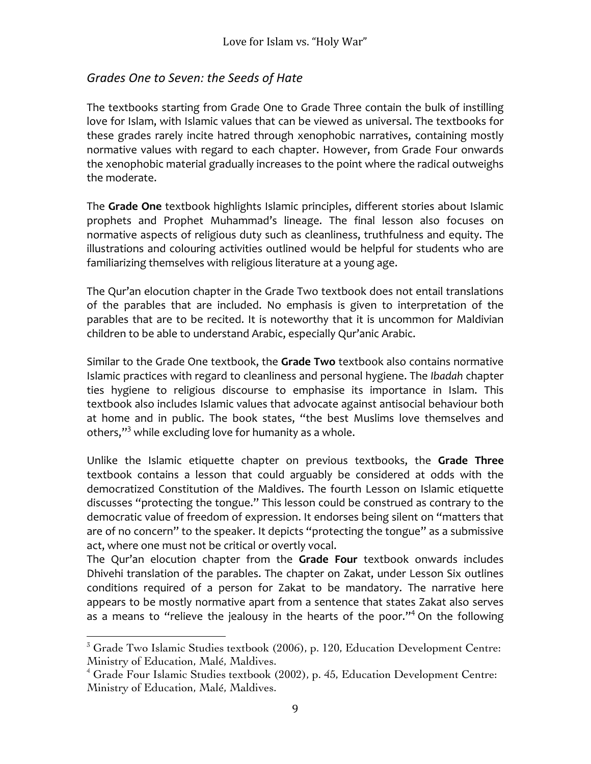## *Grades One to Seven: the Seeds of Hate*

The textbooks starting from Grade One to Grade Three contain the bulk of instilling love for Islam, with Islamic values that can be viewed as universal. The textbooks for these grades rarely incite hatred through xenophobic narratives, containing mostly normative values with regard to each chapter. However, from Grade Four onwards the xenophobic material gradually increases to the point where the radical outweighs the moderate.

The **Grade One** textbook highlights Islamic principles, different stories about Islamic prophets and Prophet Muhammad's lineage. The final lesson also focuses on normative aspects of religious duty such as cleanliness, truthfulness and equity. The illustrations and colouring activities outlined would be helpful for students who are familiarizing themselves with religious literature at a young age.

The Qur'an elocution chapter in the Grade Two textbook does not entail translations of the parables that are included. No emphasis is given to interpretation of the parables that are to be recited. It is noteworthy that it is uncommon for Maldivian children to be able to understand Arabic, especially Qur'anic Arabic.

Similar to the Grade One textbook, the **Grade Two** textbook also contains normative Islamic practices with regard to cleanliness and personal hygiene. The *Ibadah* chapter ties hygiene to religious discourse to emphasise its importance in Islam. This textbook also includes Islamic values that advocate against antisocial behaviour both at home and in public. The book states, "the best Muslims love themselves and others,"[3] while excluding love for humanity as a whole.

Unlike the Islamic etiquette chapter on previous textbooks, the **Grade Three** textbook contains a lesson that could arguably be considered at odds with the democratized Constitution of the Maldives. The fourth Lesson on Islamic etiquette discusses "protecting the tongue." This lesson could be construed as contrary to the democratic value of freedom of expression. It endorses being silent on "matters that are of no concern" to the speaker. It depicts "protecting the tongue" as a submissive act, where one must not be critical or overtly vocal.

The Qur'an elocution chapter from the **Grade Four** textbook onwards includes Dhivehi translation of the parables. The chapter on Zakat, under Lesson Six outlines conditions required of a person for Zakat to be mandatory. The narrative here appears to be mostly normative apart from a sentence that states Zakat also serves as a means to "relieve the jealousy in the hearts of the poor."[4] On the following

---

[3] Grade Two Islamic Studies textbook (2006), p. 120, Education Development Centre: Ministry of Education, Malé, Maldives.

[4] Grade Four Islamic Studies textbook (2002), p. 45, Education Development Centre: Ministry of Education, Malé, Maldives.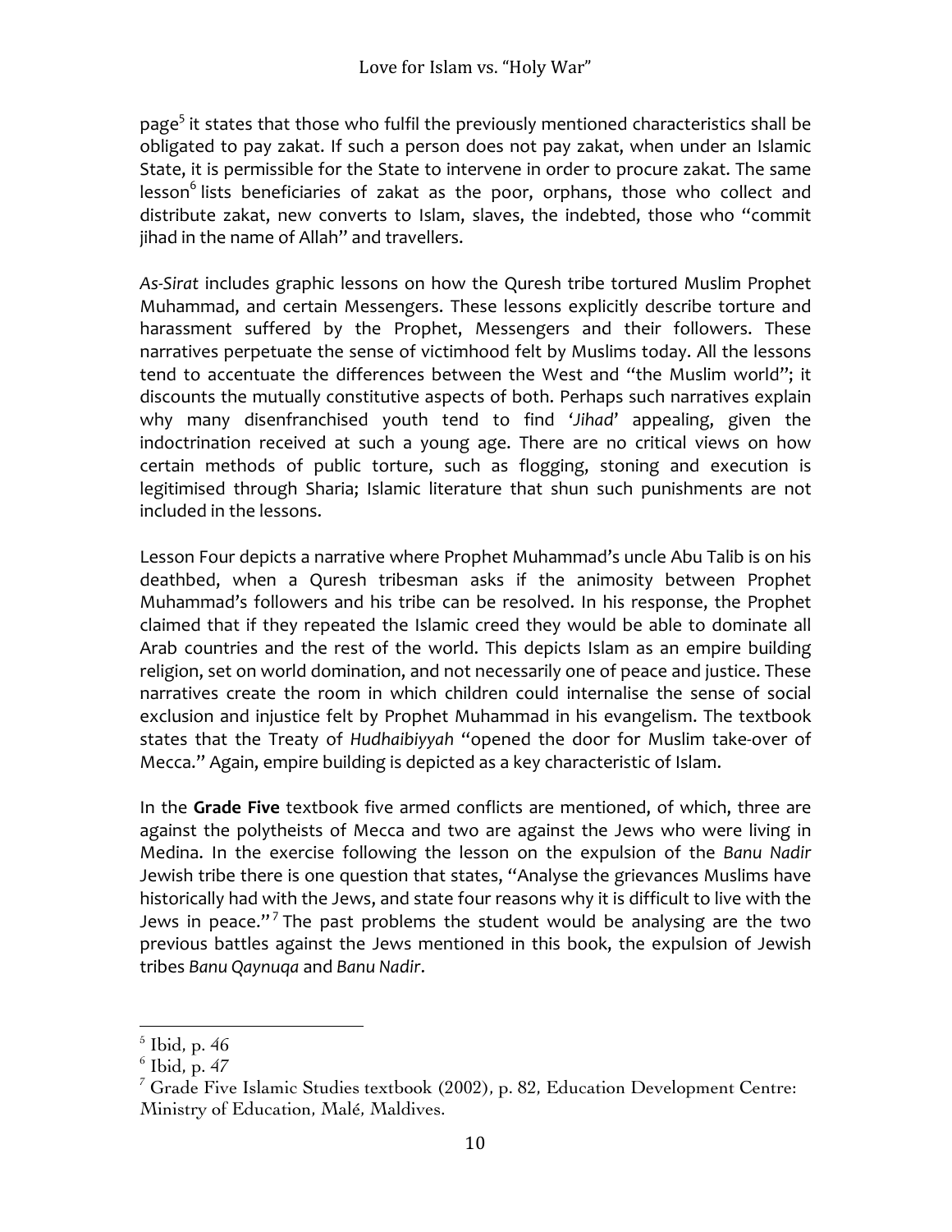page[5] it states that those who fulfil the previously mentioned characteristics shall be obligated to pay zakat. If such a person does not pay zakat, when under an Islamic State, it is permissible for the State to intervene in order to procure zakat. The same lesson[6] lists beneficiaries of zakat as the poor, orphans, those who collect and distribute zakat, new converts to Islam, slaves, the indebted, those who "commit jihad in the name of Allah" and travellers.

*As-Sirat* includes graphic lessons on how the Quresh tribe tortured Muslim Prophet Muhammad, and certain Messengers. These lessons explicitly describe torture and harassment suffered by the Prophet, Messengers and their followers. These narratives perpetuate the sense of victimhood felt by Muslims today. All the lessons tend to accentuate the differences between the West and "the Muslim world"; it discounts the mutually constitutive aspects of both. Perhaps such narratives explain why many disenfranchised youth tend to find '*Jihad*' appealing, given the indoctrination received at such a young age. There are no critical views on how certain methods of public torture, such as flogging, stoning and execution is legitimised through Sharia; Islamic literature that shun such punishments are not included in the lessons.

Lesson Four depicts a narrative where Prophet Muhammad's uncle Abu Talib is on his deathbed, when a Quresh tribesman asks if the animosity between Prophet Muhammad's followers and his tribe can be resolved. In his response, the Prophet claimed that if they repeated the Islamic creed they would be able to dominate all Arab countries and the rest of the world. This depicts Islam as an empire building religion, set on world domination, and not necessarily one of peace and justice. These narratives create the room in which children could internalise the sense of social exclusion and injustice felt by Prophet Muhammad in his evangelism. The textbook states that the Treaty of *Hudhaibiyyah* "opened the door for Muslim take-over of Mecca." Again, empire building is depicted as a key characteristic of Islam.

In the **Grade Five** textbook five armed conflicts are mentioned, of which, three are against the polytheists of Mecca and two are against the Jews who were living in Medina. In the exercise following the lesson on the expulsion of the *Banu Nadir* Jewish tribe there is one question that states, "Analyse the grievances Muslims have historically had with the Jews, and state four reasons why it is difficult to live with the Jews in peace."[7] The past problems the student would be analysing are the two previous battles against the Jews mentioned in this book, the expulsion of Jewish tribes *Banu Qaynuqa* and *Banu Nadir*.

---

[5] Ibid, p. 46

[6] Ibid, p. 47

[7] Grade Five Islamic Studies textbook (2002), p. 82, Education Development Centre: Ministry of Education, Malé, Maldives.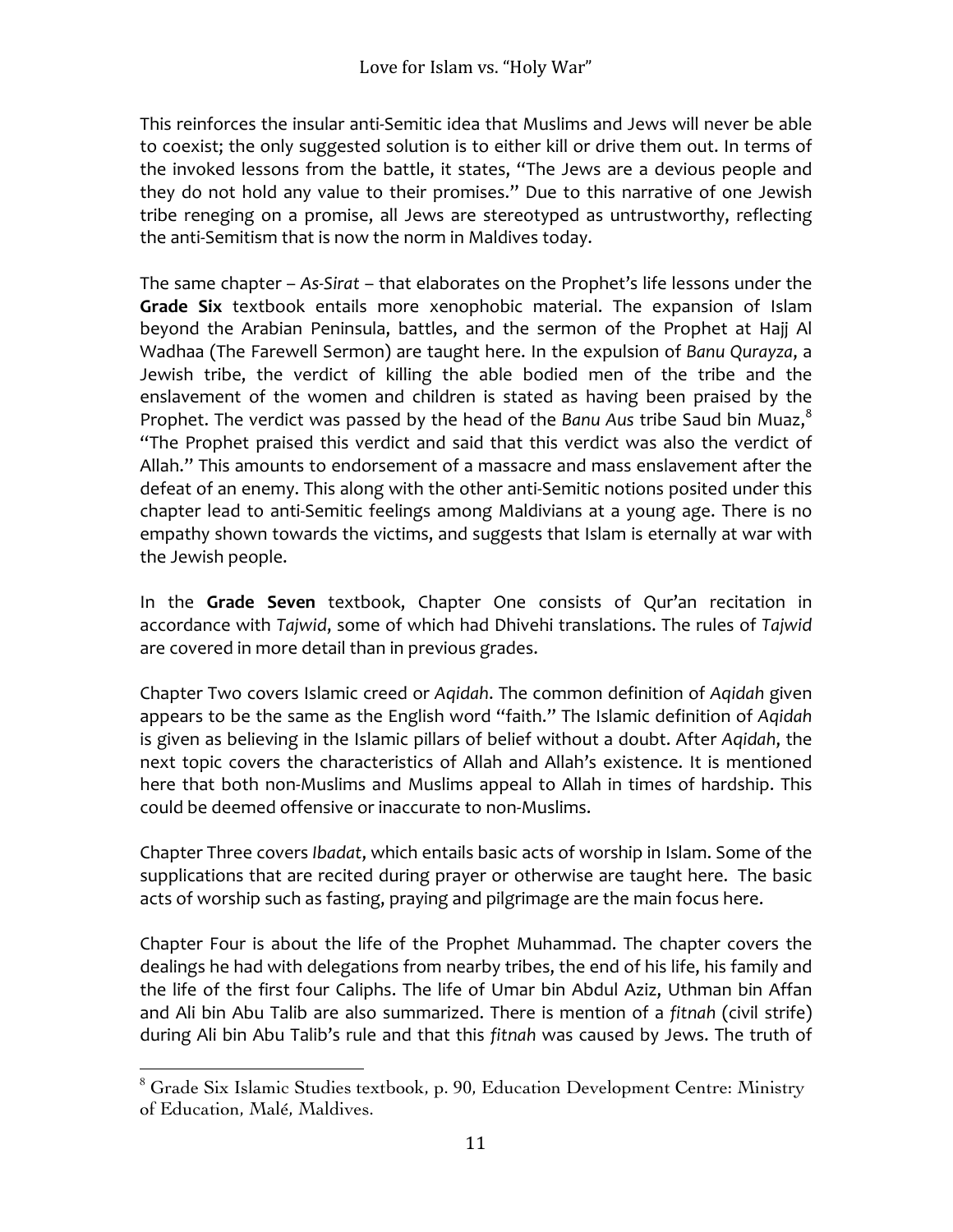This reinforces the insular anti-Semitic idea that Muslims and Jews will never be able to coexist; the only suggested solution is to either kill or drive them out. In terms of the invoked lessons from the battle, it states, "The Jews are a devious people and they do not hold any value to their promises." Due to this narrative of one Jewish tribe reneging on a promise, all Jews are stereotyped as untrustworthy, reflecting the anti-Semitism that is now the norm in Maldives today.

The same chapter – *As-Sirat* – that elaborates on the Prophet's life lessons under the **Grade Six** textbook entails more xenophobic material. The expansion of Islam beyond the Arabian Peninsula, battles, and the sermon of the Prophet at Hajj Al Wadhaa (The Farewell Sermon) are taught here. In the expulsion of *Banu Qurayza*, a Jewish tribe, the verdict of killing the able bodied men of the tribe and the enslavement of the women and children is stated as having been praised by the Prophet. The verdict was passed by the head of the *Banu Aus* tribe Saud bin Muaz,[8] "The Prophet praised this verdict and said that this verdict was also the verdict of Allah." This amounts to endorsement of a massacre and mass enslavement after the defeat of an enemy. This along with the other anti-Semitic notions posited under this chapter lead to anti-Semitic feelings among Maldivians at a young age. There is no empathy shown towards the victims, and suggests that Islam is eternally at war with the Jewish people.

In the **Grade Seven** textbook, Chapter One consists of Qur'an recitation in accordance with *Tajwid*, some of which had Dhivehi translations. The rules of *Tajwid* are covered in more detail than in previous grades.

Chapter Two covers Islamic creed or *Aqidah*. The common definition of *Aqidah* given appears to be the same as the English word "faith." The Islamic definition of *Aqidah* is given as believing in the Islamic pillars of belief without a doubt. After *Aqidah*, the next topic covers the characteristics of Allah and Allah's existence. It is mentioned here that both non-Muslims and Muslims appeal to Allah in times of hardship. This could be deemed offensive or inaccurate to non-Muslims.

Chapter Three covers *Ibadat*, which entails basic acts of worship in Islam. Some of the supplications that are recited during prayer or otherwise are taught here. The basic acts of worship such as fasting, praying and pilgrimage are the main focus here.

Chapter Four is about the life of the Prophet Muhammad. The chapter covers the dealings he had with delegations from nearby tribes, the end of his life, his family and the life of the first four Caliphs. The life of Umar bin Abdul Aziz, Uthman bin Affan and Ali bin Abu Talib are also summarized. There is mention of a *fitnah* (civil strife) during Ali bin Abu Talib's rule and that this *fitnah* was caused by Jews. The truth of

[8] Grade Six Islamic Studies textbook, p. 90, Education Development Centre: Ministry of Education, Malé, Maldives.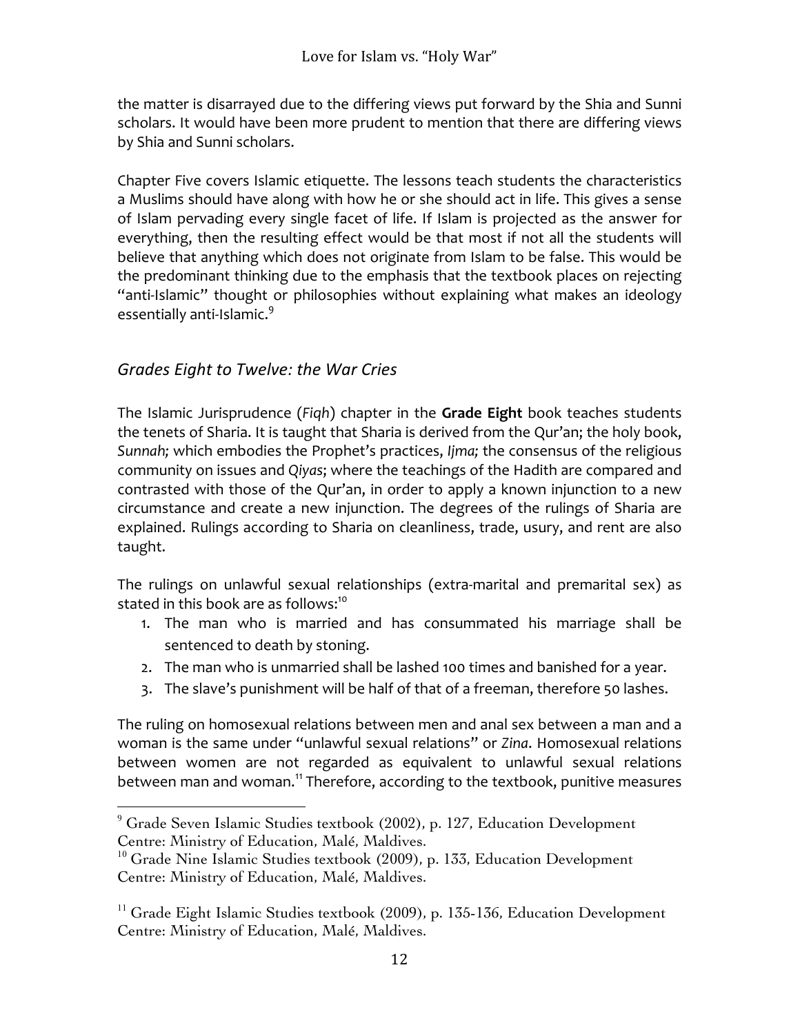the matter is disarrayed due to the differing views put forward by the Shia and Sunni scholars. It would have been more prudent to mention that there are differing views by Shia and Sunni scholars.

Chapter Five covers Islamic etiquette. The lessons teach students the characteristics a Muslims should have along with how he or she should act in life. This gives a sense of Islam pervading every single facet of life. If Islam is projected as the answer for everything, then the resulting effect would be that most if not all the students will believe that anything which does not originate from Islam to be false. This would be the predominant thinking due to the emphasis that the textbook places on rejecting "anti-Islamic" thought or philosophies without explaining what makes an ideology essentially anti-Islamic.[9]

## *Grades Eight to Twelve: the War Cries*

The Islamic Jurisprudence (*Fiqh*) chapter in the **Grade Eight** book teaches students the tenets of Sharia. It is taught that Sharia is derived from the Qur'an; the holy book, *Sunnah;* which embodies the Prophet's practices, *Ijma;* the consensus of the religious community on issues and *Qiyas*; where the teachings of the Hadith are compared and contrasted with those of the Qur'an, in order to apply a known injunction to a new circumstance and create a new injunction. The degrees of the rulings of Sharia are explained. Rulings according to Sharia on cleanliness, trade, usury, and rent are also taught.

The rulings on unlawful sexual relationships (extra-marital and premarital sex) as stated in this book are as follows:[10]

1. The man who is married and has consummated his marriage shall be sentenced to death by stoning.
2. The man who is unmarried shall be lashed 100 times and banished for a year.
3. The slave's punishment will be half of that of a freeman, therefore 50 lashes.

The ruling on homosexual relations between men and anal sex between a man and a woman is the same under "unlawful sexual relations" or *Zina*. Homosexual relations between women are not regarded as equivalent to unlawful sexual relations between man and woman.[11] Therefore, according to the textbook, punitive measures

---

[9] Grade Seven Islamic Studies textbook (2002), p. 127, Education Development Centre: Ministry of Education, Malé, Maldives.

[10] Grade Nine Islamic Studies textbook (2009), p. 133, Education Development Centre: Ministry of Education, Malé, Maldives.

[11] Grade Eight Islamic Studies textbook (2009), p. 135-136, Education Development Centre: Ministry of Education, Malé, Maldives.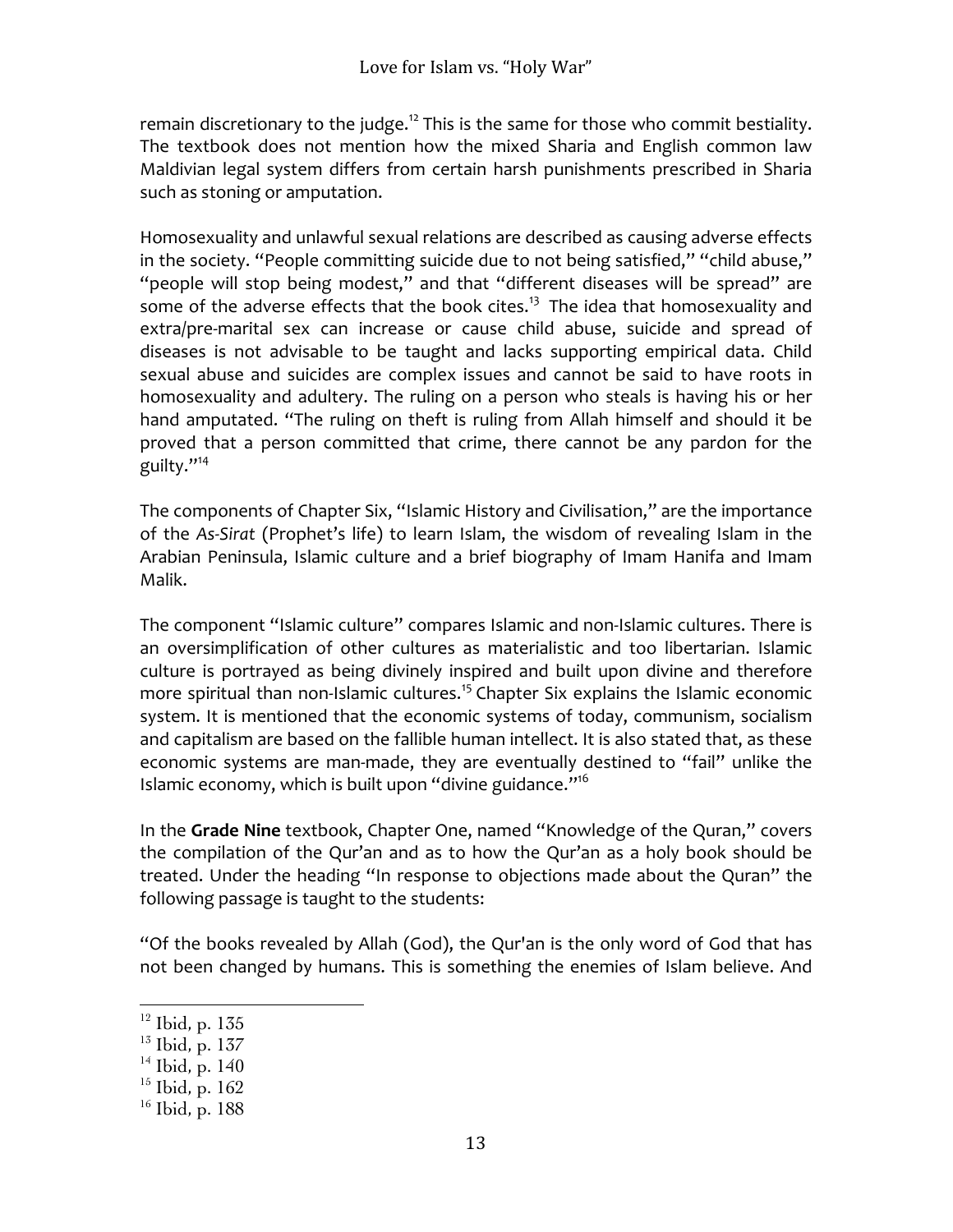remain discretionary to the judge.[12] This is the same for those who commit bestiality. The textbook does not mention how the mixed Sharia and English common law Maldivian legal system differs from certain harsh punishments prescribed in Sharia such as stoning or amputation.

Homosexuality and unlawful sexual relations are described as causing adverse effects in the society. "People committing suicide due to not being satisfied," "child abuse," "people will stop being modest," and that "different diseases will be spread" are some of the adverse effects that the book cites.[13] The idea that homosexuality and extra/pre-marital sex can increase or cause child abuse, suicide and spread of diseases is not advisable to be taught and lacks supporting empirical data. Child sexual abuse and suicides are complex issues and cannot be said to have roots in homosexuality and adultery. The ruling on a person who steals is having his or her hand amputated. "The ruling on theft is ruling from Allah himself and should it be proved that a person committed that crime, there cannot be any pardon for the guilty."[14]

The components of Chapter Six, "Islamic History and Civilisation," are the importance of the *As-Sirat* (Prophet's life) to learn Islam, the wisdom of revealing Islam in the Arabian Peninsula, Islamic culture and a brief biography of Imam Hanifa and Imam Malik.

The component "Islamic culture" compares Islamic and non-Islamic cultures. There is an oversimplification of other cultures as materialistic and too libertarian. Islamic culture is portrayed as being divinely inspired and built upon divine and therefore more spiritual than non-Islamic cultures.[15] Chapter Six explains the Islamic economic system. It is mentioned that the economic systems of today, communism, socialism and capitalism are based on the fallible human intellect. It is also stated that, as these economic systems are man-made, they are eventually destined to "fail" unlike the Islamic economy, which is built upon "divine guidance."[16]

In the **Grade Nine** textbook, Chapter One, named "Knowledge of the Quran," covers the compilation of the Qur'an and as to how the Qur'an as a holy book should be treated. Under the heading "In response to objections made about the Quran" the following passage is taught to the students:

"Of the books revealed by Allah (God), the Qur'an is the only word of God that has not been changed by humans. This is something the enemies of Islam believe. And

---

[12] Ibid, p. 135
[13] Ibid, p. 137
[14] Ibid, p. 140
[15] Ibid, p. 162
[16] Ibid, p. 188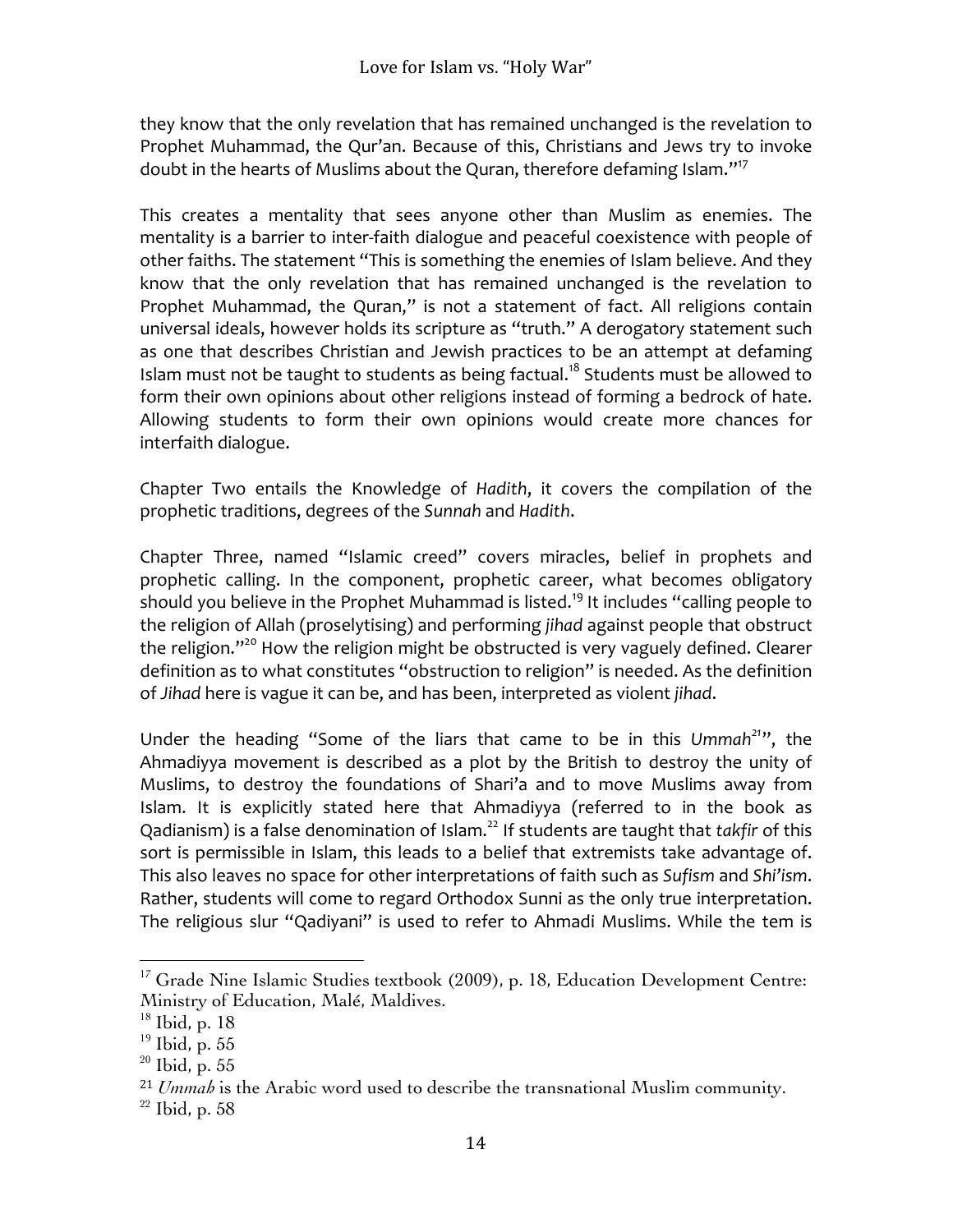they know that the only revelation that has remained unchanged is the revelation to Prophet Muhammad, the Qur'an. Because of this, Christians and Jews try to invoke doubt in the hearts of Muslims about the Quran, therefore defaming Islam."[17]

This creates a mentality that sees anyone other than Muslim as enemies. The mentality is a barrier to inter-faith dialogue and peaceful coexistence with people of other faiths. The statement "This is something the enemies of Islam believe. And they know that the only revelation that has remained unchanged is the revelation to Prophet Muhammad, the Quran," is not a statement of fact. All religions contain universal ideals, however holds its scripture as "truth." A derogatory statement such as one that describes Christian and Jewish practices to be an attempt at defaming Islam must not be taught to students as being factual.[18] Students must be allowed to form their own opinions about other religions instead of forming a bedrock of hate. Allowing students to form their own opinions would create more chances for interfaith dialogue.

Chapter Two entails the Knowledge of *Hadith*, it covers the compilation of the prophetic traditions, degrees of the *Sunnah* and *Hadith*.

Chapter Three, named "Islamic creed" covers miracles, belief in prophets and prophetic calling. In the component, prophetic career, what becomes obligatory should you believe in the Prophet Muhammad is listed.[19] It includes "calling people to the religion of Allah (proselytising) and performing *jihad* against people that obstruct the religion."[20] How the religion might be obstructed is very vaguely defined. Clearer definition as to what constitutes "obstruction to religion" is needed. As the definition of *Jihad* here is vague it can be, and has been, interpreted as violent *jihad*.

Under the heading "Some of the liars that came to be in this *Ummah*[21]", the Ahmadiyya movement is described as a plot by the British to destroy the unity of Muslims, to destroy the foundations of Shari'a and to move Muslims away from Islam. It is explicitly stated here that Ahmadiyya (referred to in the book as Qadianism) is a false denomination of Islam.[22] If students are taught that *takfir* of this sort is permissible in Islam, this leads to a belief that extremists take advantage of. This also leaves no space for other interpretations of faith such as *Sufism* and *Shi'ism*. Rather, students will come to regard Orthodox Sunni as the only true interpretation. The religious slur "Qadiyani" is used to refer to Ahmadi Muslims. While the tem is

---

[17] Grade Nine Islamic Studies textbook (2009), p. 18, Education Development Centre: Ministry of Education, Malé, Maldives.

[18] Ibid, p. 18

[19] Ibid, p. 55

[20] Ibid, p. 55

[21] *Ummah* is the Arabic word used to describe the transnational Muslim community.

[22] Ibid, p. 58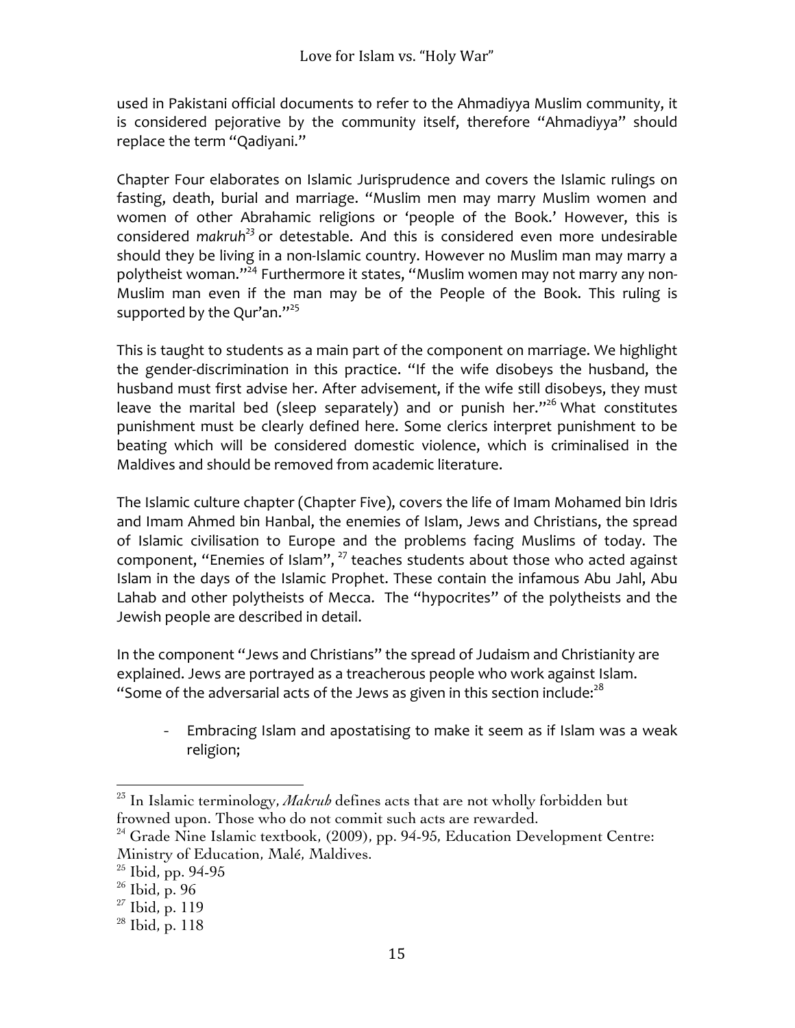used in Pakistani official documents to refer to the Ahmadiyya Muslim community, it is considered pejorative by the community itself, therefore "Ahmadiyya" should replace the term "Qadiyani."

Chapter Four elaborates on Islamic Jurisprudence and covers the Islamic rulings on fasting, death, burial and marriage. "Muslim men may marry Muslim women and women of other Abrahamic religions or 'people of the Book.' However, this is considered *makruh*[23] or detestable. And this is considered even more undesirable should they be living in a non-Islamic country. However no Muslim man may marry a polytheist woman."[24] Furthermore it states, "Muslim women may not marry any non-Muslim man even if the man may be of the People of the Book. This ruling is supported by the Qur'an."[25]

This is taught to students as a main part of the component on marriage. We highlight the gender-discrimination in this practice. "If the wife disobeys the husband, the husband must first advise her. After advisement, if the wife still disobeys, they must leave the marital bed (sleep separately) and or punish her."[26] What constitutes punishment must be clearly defined here. Some clerics interpret punishment to be beating which will be considered domestic violence, which is criminalised in the Maldives and should be removed from academic literature.

The Islamic culture chapter (Chapter Five), covers the life of Imam Mohamed bin Idris and Imam Ahmed bin Hanbal, the enemies of Islam, Jews and Christians, the spread of Islamic civilisation to Europe and the problems facing Muslims of today. The component, "Enemies of Islam", [27] teaches students about those who acted against Islam in the days of the Islamic Prophet. These contain the infamous Abu Jahl, Abu Lahab and other polytheists of Mecca. The "hypocrites" of the polytheists and the Jewish people are described in detail.

In the component "Jews and Christians" the spread of Judaism and Christianity are explained. Jews are portrayed as a treacherous people who work against Islam. "Some of the adversarial acts of the Jews as given in this section include:[28]

- Embracing Islam and apostatising to make it seem as if Islam was a weak religion;

---

[23] In Islamic terminology, *Makruh* defines acts that are not wholly forbidden but frowned upon. Those who do not commit such acts are rewarded.

[24] Grade Nine Islamic textbook, (2009), pp. 94-95, Education Development Centre: Ministry of Education, Malé, Maldives.

[25] Ibid, pp. 94-95

[26] Ibid, p. 96

[27] Ibid, p. 119

[28] Ibid, p. 118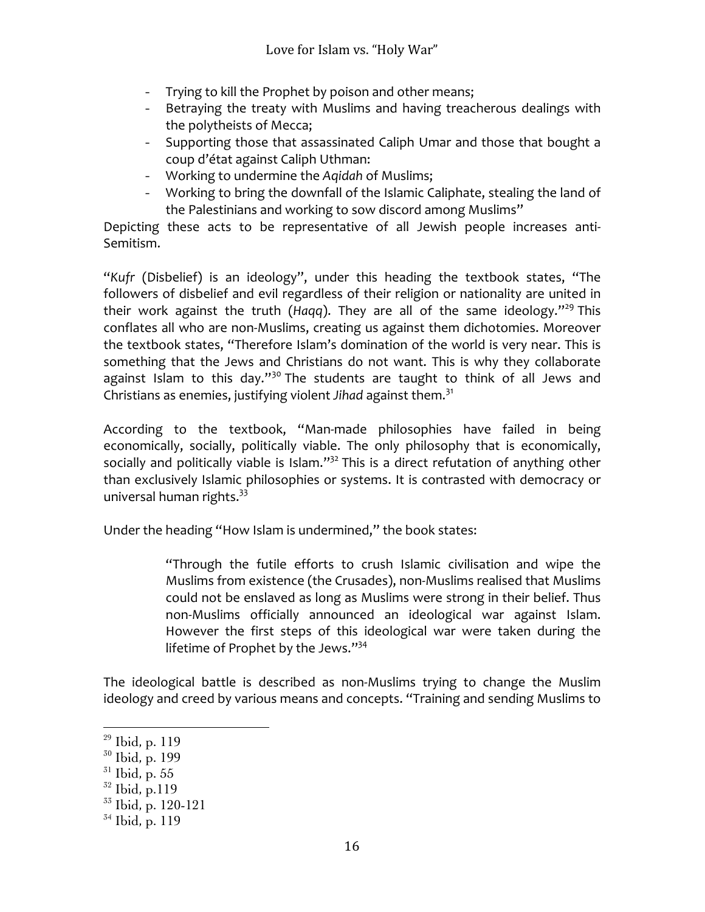- Trying to kill the Prophet by poison and other means;
- Betraying the treaty with Muslims and having treacherous dealings with the polytheists of Mecca;
- Supporting those that assassinated Caliph Umar and those that bought a coup d'état against Caliph Uthman:
- Working to undermine the *Aqidah* of Muslims;
- Working to bring the downfall of the Islamic Caliphate, stealing the land of the Palestinians and working to sow discord among Muslims"

Depicting these acts to be representative of all Jewish people increases anti-Semitism.

"*Kufr* (Disbelief) is an ideology", under this heading the textbook states, "The followers of disbelief and evil regardless of their religion or nationality are united in their work against the truth (*Haqq*). They are all of the same ideology."[29] This conflates all who are non-Muslims, creating us against them dichotomies. Moreover the textbook states, "Therefore Islam's domination of the world is very near. This is something that the Jews and Christians do not want. This is why they collaborate against Islam to this day."[30] The students are taught to think of all Jews and Christians as enemies, justifying violent *Jihad* against them.[31]

According to the textbook, "Man-made philosophies have failed in being economically, socially, politically viable. The only philosophy that is economically, socially and politically viable is Islam."[32] This is a direct refutation of anything other than exclusively Islamic philosophies or systems. It is contrasted with democracy or universal human rights.[33]

Under the heading "How Islam is undermined," the book states:

> "Through the futile efforts to crush Islamic civilisation and wipe the Muslims from existence (the Crusades), non-Muslims realised that Muslims could not be enslaved as long as Muslims were strong in their belief. Thus non-Muslims officially announced an ideological war against Islam. However the first steps of this ideological war were taken during the lifetime of Prophet by the Jews."[34]

The ideological battle is described as non-Muslims trying to change the Muslim ideology and creed by various means and concepts. "Training and sending Muslims to

---

[29] Ibid, p. 119
[30] Ibid, p. 199
[31] Ibid, p. 55
[32] Ibid, p.119
[33] Ibid, p. 120-121
[34] Ibid, p. 119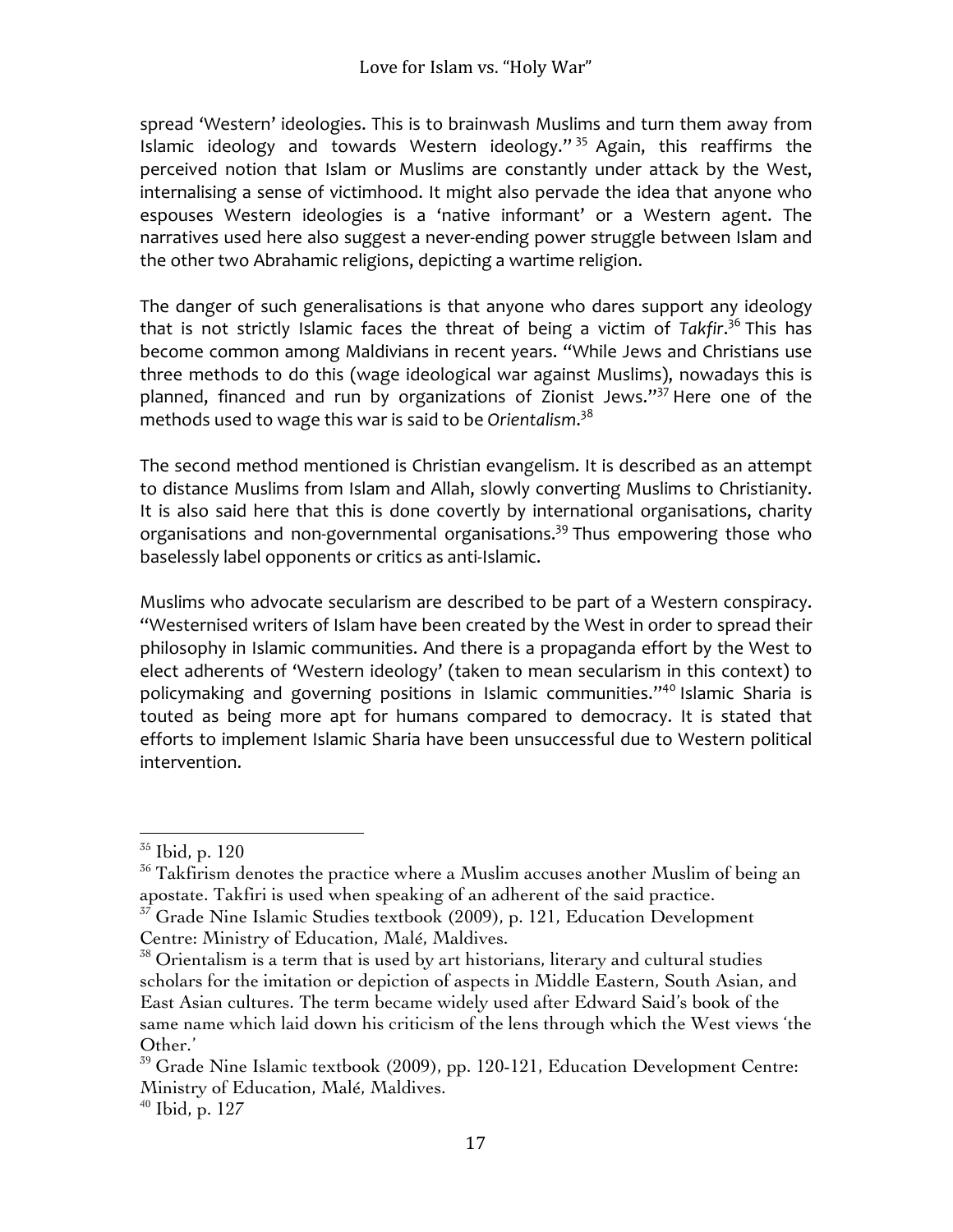spread 'Western' ideologies. This is to brainwash Muslims and turn them away from Islamic ideology and towards Western ideology."[35] Again, this reaffirms the perceived notion that Islam or Muslims are constantly under attack by the West, internalising a sense of victimhood. It might also pervade the idea that anyone who espouses Western ideologies is a 'native informant' or a Western agent. The narratives used here also suggest a never-ending power struggle between Islam and the other two Abrahamic religions, depicting a wartime religion.

The danger of such generalisations is that anyone who dares support any ideology that is not strictly Islamic faces the threat of being a victim of *Takfir*.[36] This has become common among Maldivians in recent years. "While Jews and Christians use three methods to do this (wage ideological war against Muslims), nowadays this is planned, financed and run by organizations of Zionist Jews."[37] Here one of the methods used to wage this war is said to be *Orientalism*.[38]

The second method mentioned is Christian evangelism. It is described as an attempt to distance Muslims from Islam and Allah, slowly converting Muslims to Christianity. It is also said here that this is done covertly by international organisations, charity organisations and non-governmental organisations.[39] Thus empowering those who baselessly label opponents or critics as anti-Islamic.

Muslims who advocate secularism are described to be part of a Western conspiracy. "Westernised writers of Islam have been created by the West in order to spread their philosophy in Islamic communities. And there is a propaganda effort by the West to elect adherents of 'Western ideology' (taken to mean secularism in this context) to policymaking and governing positions in Islamic communities."[40] Islamic Sharia is touted as being more apt for humans compared to democracy. It is stated that efforts to implement Islamic Sharia have been unsuccessful due to Western political intervention.

---

[35] Ibid, p. 120

[36] Takfirism denotes the practice where a Muslim accuses another Muslim of being an apostate. Takfiri is used when speaking of an adherent of the said practice.

[37] Grade Nine Islamic Studies textbook (2009), p. 121, Education Development Centre: Ministry of Education, Malé, Maldives.

[38] Orientalism is a term that is used by art historians, literary and cultural studies scholars for the imitation or depiction of aspects in Middle Eastern, South Asian, and East Asian cultures. The term became widely used after Edward Said's book of the same name which laid down his criticism of the lens through which the West views 'the Other.'

[39] Grade Nine Islamic textbook (2009), pp. 120-121, Education Development Centre: Ministry of Education, Malé, Maldives.

[40] Ibid, p. 127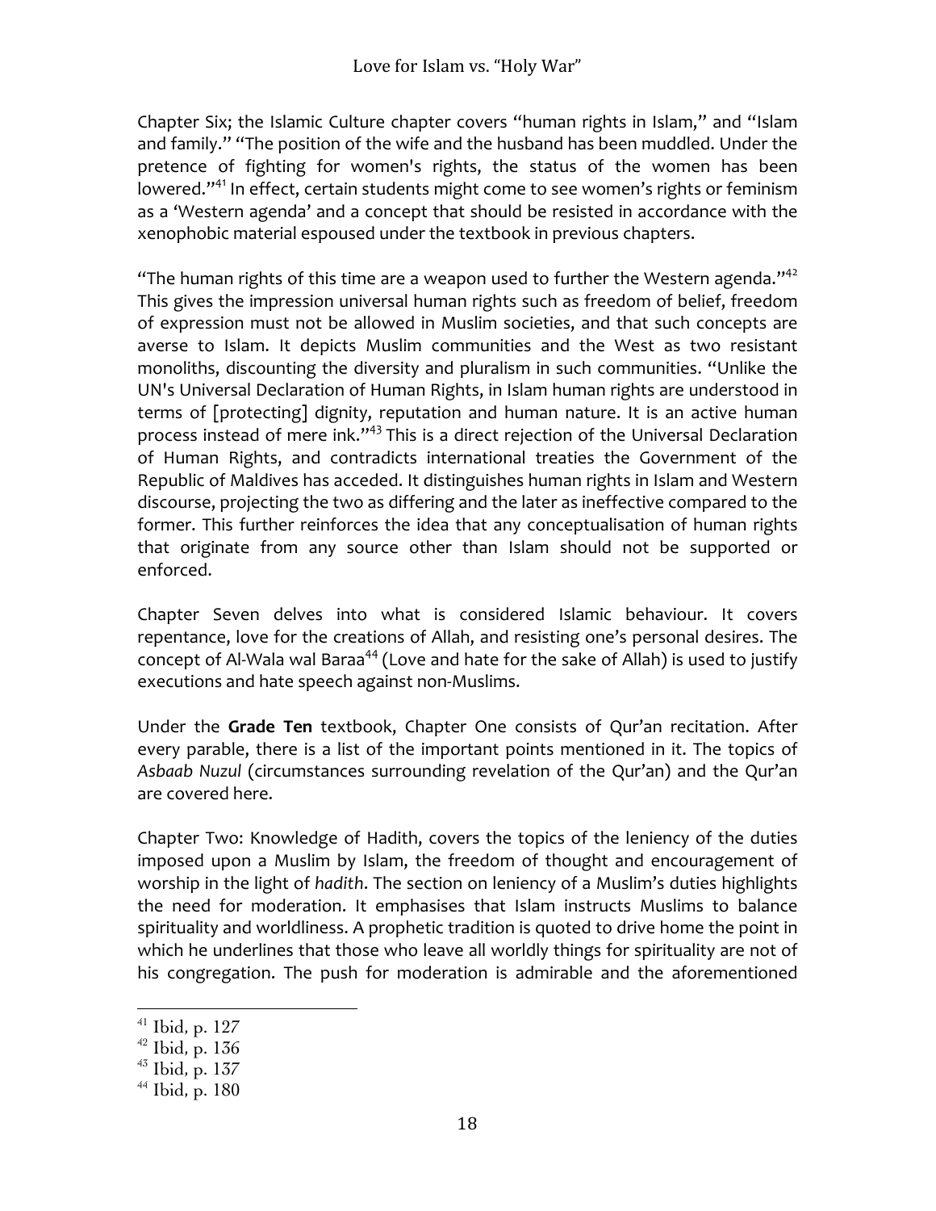Chapter Six; the Islamic Culture chapter covers "human rights in Islam," and "Islam and family." "The position of the wife and the husband has been muddled. Under the pretence of fighting for women's rights, the status of the women has been lowered."[41] In effect, certain students might come to see women's rights or feminism as a 'Western agenda' and a concept that should be resisted in accordance with the xenophobic material espoused under the textbook in previous chapters.

"The human rights of this time are a weapon used to further the Western agenda."[42] This gives the impression universal human rights such as freedom of belief, freedom of expression must not be allowed in Muslim societies, and that such concepts are averse to Islam. It depicts Muslim communities and the West as two resistant monoliths, discounting the diversity and pluralism in such communities. "Unlike the UN's Universal Declaration of Human Rights, in Islam human rights are understood in terms of [protecting] dignity, reputation and human nature. It is an active human process instead of mere ink."[43] This is a direct rejection of the Universal Declaration of Human Rights, and contradicts international treaties the Government of the Republic of Maldives has acceded. It distinguishes human rights in Islam and Western discourse, projecting the two as differing and the later as ineffective compared to the former. This further reinforces the idea that any conceptualisation of human rights that originate from any source other than Islam should not be supported or enforced.

Chapter Seven delves into what is considered Islamic behaviour. It covers repentance, love for the creations of Allah, and resisting one's personal desires. The concept of Al-Wala wal Baraa[44] (Love and hate for the sake of Allah) is used to justify executions and hate speech against non-Muslims.

Under the **Grade Ten** textbook, Chapter One consists of Qur'an recitation. After every parable, there is a list of the important points mentioned in it. The topics of *Asbaab Nuzul* (circumstances surrounding revelation of the Qur'an) and the Qur'an are covered here.

Chapter Two: Knowledge of Hadith, covers the topics of the leniency of the duties imposed upon a Muslim by Islam, the freedom of thought and encouragement of worship in the light of *hadith*. The section on leniency of a Muslim's duties highlights the need for moderation. It emphasises that Islam instructs Muslims to balance spirituality and worldliness. A prophetic tradition is quoted to drive home the point in which he underlines that those who leave all worldly things for spirituality are not of his congregation. The push for moderation is admirable and the aforementioned

---

[41] Ibid, p. 127

[42] Ibid, p. 136

[43] Ibid, p. 137

[44] Ibid, p. 180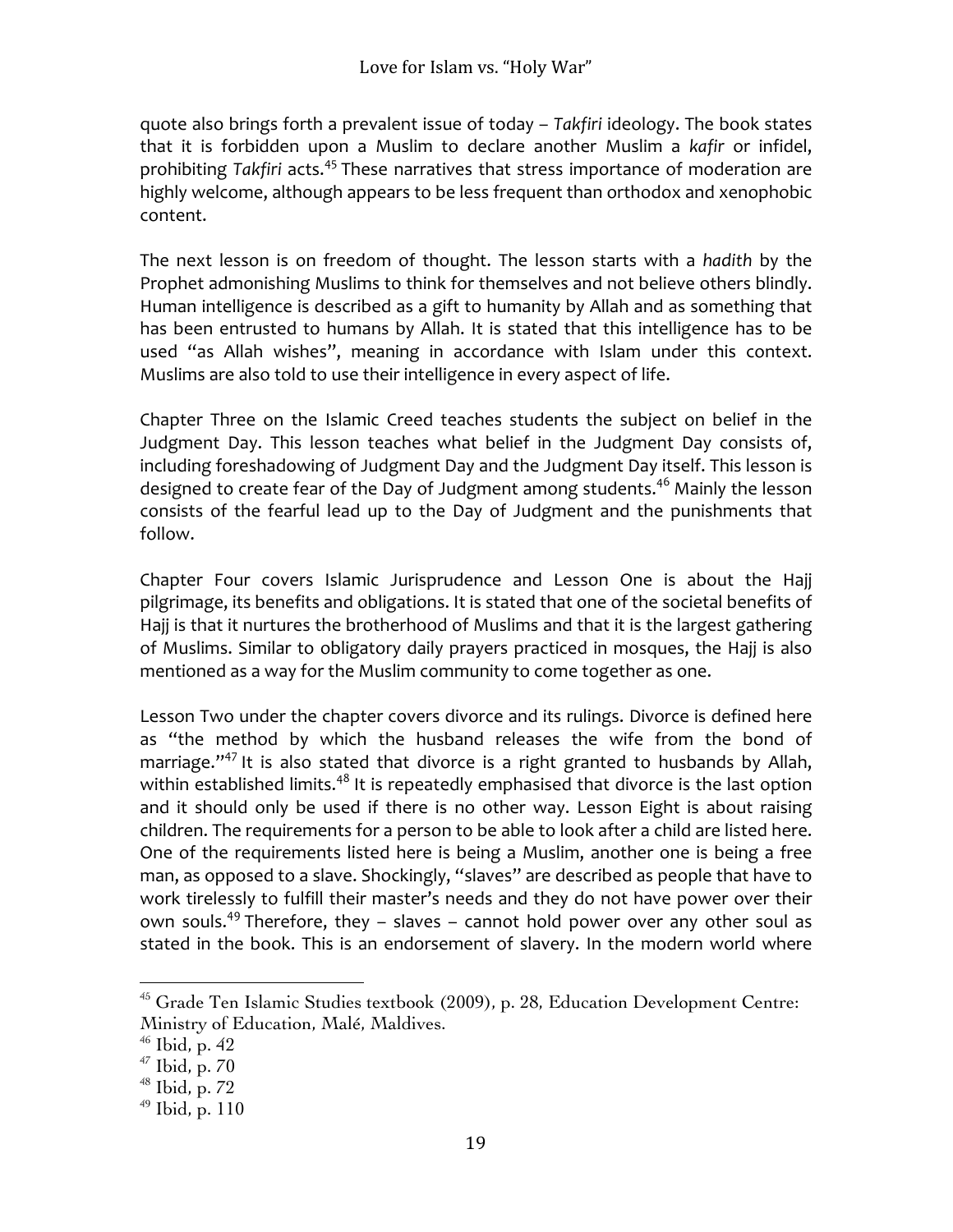quote also brings forth a prevalent issue of today – *Takfiri* ideology. The book states that it is forbidden upon a Muslim to declare another Muslim a *kafir* or infidel, prohibiting *Takfiri* acts.[45] These narratives that stress importance of moderation are highly welcome, although appears to be less frequent than orthodox and xenophobic content.

The next lesson is on freedom of thought. The lesson starts with a *hadith* by the Prophet admonishing Muslims to think for themselves and not believe others blindly. Human intelligence is described as a gift to humanity by Allah and as something that has been entrusted to humans by Allah. It is stated that this intelligence has to be used "as Allah wishes", meaning in accordance with Islam under this context. Muslims are also told to use their intelligence in every aspect of life.

Chapter Three on the Islamic Creed teaches students the subject on belief in the Judgment Day. This lesson teaches what belief in the Judgment Day consists of, including foreshadowing of Judgment Day and the Judgment Day itself. This lesson is designed to create fear of the Day of Judgment among students.[46] Mainly the lesson consists of the fearful lead up to the Day of Judgment and the punishments that follow.

Chapter Four covers Islamic Jurisprudence and Lesson One is about the Hajj pilgrimage, its benefits and obligations. It is stated that one of the societal benefits of Hajj is that it nurtures the brotherhood of Muslims and that it is the largest gathering of Muslims. Similar to obligatory daily prayers practiced in mosques, the Hajj is also mentioned as a way for the Muslim community to come together as one.

Lesson Two under the chapter covers divorce and its rulings. Divorce is defined here as "the method by which the husband releases the wife from the bond of marriage."[47] It is also stated that divorce is a right granted to husbands by Allah, within established limits.[48] It is repeatedly emphasised that divorce is the last option and it should only be used if there is no other way. Lesson Eight is about raising children. The requirements for a person to be able to look after a child are listed here. One of the requirements listed here is being a Muslim, another one is being a free man, as opposed to a slave. Shockingly, "slaves" are described as people that have to work tirelessly to fulfill their master's needs and they do not have power over their own souls.[49] Therefore, they – slaves – cannot hold power over any other soul as stated in the book. This is an endorsement of slavery. In the modern world where

---

[45] Grade Ten Islamic Studies textbook (2009), p. 28, Education Development Centre: Ministry of Education, Malé, Maldives.

[46] Ibid, p. 42

[47] Ibid, p. 70

[48] Ibid, p. 72

[49] Ibid, p. 110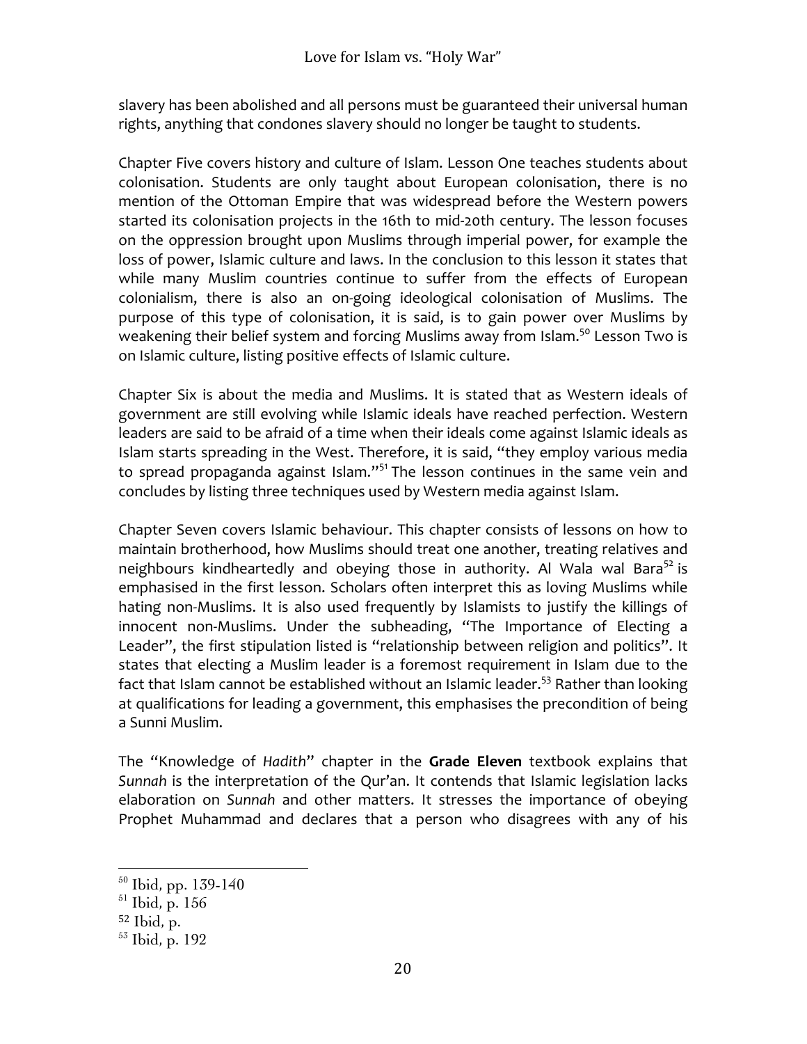slavery has been abolished and all persons must be guaranteed their universal human rights, anything that condones slavery should no longer be taught to students.

Chapter Five covers history and culture of Islam. Lesson One teaches students about colonisation. Students are only taught about European colonisation, there is no mention of the Ottoman Empire that was widespread before the Western powers started its colonisation projects in the 16th to mid-20th century. The lesson focuses on the oppression brought upon Muslims through imperial power, for example the loss of power, Islamic culture and laws. In the conclusion to this lesson it states that while many Muslim countries continue to suffer from the effects of European colonialism, there is also an on-going ideological colonisation of Muslims. The purpose of this type of colonisation, it is said, is to gain power over Muslims by weakening their belief system and forcing Muslims away from Islam.[50] Lesson Two is on Islamic culture, listing positive effects of Islamic culture.

Chapter Six is about the media and Muslims. It is stated that as Western ideals of government are still evolving while Islamic ideals have reached perfection. Western leaders are said to be afraid of a time when their ideals come against Islamic ideals as Islam starts spreading in the West. Therefore, it is said, "they employ various media to spread propaganda against Islam."[51] The lesson continues in the same vein and concludes by listing three techniques used by Western media against Islam.

Chapter Seven covers Islamic behaviour. This chapter consists of lessons on how to maintain brotherhood, how Muslims should treat one another, treating relatives and neighbours kindheartedly and obeying those in authority. Al Wala wal Bara[52] is emphasised in the first lesson. Scholars often interpret this as loving Muslims while hating non-Muslims. It is also used frequently by Islamists to justify the killings of innocent non-Muslims. Under the subheading, "The Importance of Electing a Leader", the first stipulation listed is "relationship between religion and politics". It states that electing a Muslim leader is a foremost requirement in Islam due to the fact that Islam cannot be established without an Islamic leader.[53] Rather than looking at qualifications for leading a government, this emphasises the precondition of being a Sunni Muslim.

The "Knowledge of *Hadith*" chapter in the **Grade Eleven** textbook explains that *Sunnah* is the interpretation of the Qur'an. It contends that Islamic legislation lacks elaboration on *Sunnah* and other matters. It stresses the importance of obeying Prophet Muhammad and declares that a person who disagrees with any of his

---

[50] Ibid, pp. 139-140

[51] Ibid, p. 156

[52] Ibid, p.

[53] Ibid, p. 192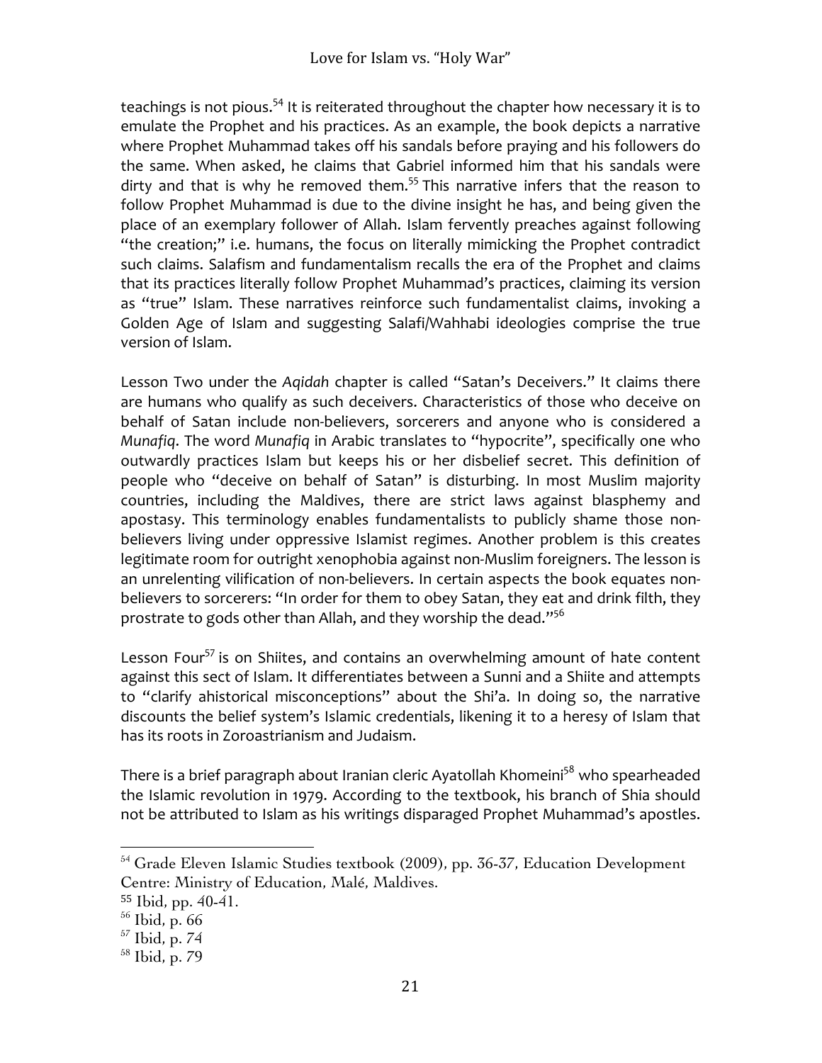teachings is not pious.[54] It is reiterated throughout the chapter how necessary it is to emulate the Prophet and his practices. As an example, the book depicts a narrative where Prophet Muhammad takes off his sandals before praying and his followers do the same. When asked, he claims that Gabriel informed him that his sandals were dirty and that is why he removed them.[55] This narrative infers that the reason to follow Prophet Muhammad is due to the divine insight he has, and being given the place of an exemplary follower of Allah. Islam fervently preaches against following "the creation;" i.e. humans, the focus on literally mimicking the Prophet contradict such claims. Salafism and fundamentalism recalls the era of the Prophet and claims that its practices literally follow Prophet Muhammad's practices, claiming its version as "true" Islam. These narratives reinforce such fundamentalist claims, invoking a Golden Age of Islam and suggesting Salafi/Wahhabi ideologies comprise the true version of Islam.

Lesson Two under the *Aqidah* chapter is called "Satan's Deceivers." It claims there are humans who qualify as such deceivers. Characteristics of those who deceive on behalf of Satan include non-believers, sorcerers and anyone who is considered a *Munafiq*. The word *Munafiq* in Arabic translates to "hypocrite", specifically one who outwardly practices Islam but keeps his or her disbelief secret. This definition of people who "deceive on behalf of Satan" is disturbing. In most Muslim majority countries, including the Maldives, there are strict laws against blasphemy and apostasy. This terminology enables fundamentalists to publicly shame those non-believers living under oppressive Islamist regimes. Another problem is this creates legitimate room for outright xenophobia against non-Muslim foreigners. The lesson is an unrelenting vilification of non-believers. In certain aspects the book equates non-believers to sorcerers: "In order for them to obey Satan, they eat and drink filth, they prostrate to gods other than Allah, and they worship the dead."[56]

Lesson Four[57] is on Shiites, and contains an overwhelming amount of hate content against this sect of Islam. It differentiates between a Sunni and a Shiite and attempts to "clarify ahistorical misconceptions" about the Shi'a. In doing so, the narrative discounts the belief system's Islamic credentials, likening it to a heresy of Islam that has its roots in Zoroastrianism and Judaism.

There is a brief paragraph about Iranian cleric Ayatollah Khomeini[58] who spearheaded the Islamic revolution in 1979. According to the textbook, his branch of Shia should not be attributed to Islam as his writings disparaged Prophet Muhammad's apostles.

---

[54] Grade Eleven Islamic Studies textbook (2009), pp. 36-37, Education Development Centre: Ministry of Education, Malé, Maldives.

[55] Ibid, pp. 40-41.

[56] Ibid, p. 66

[57] Ibid, p. 74

[58] Ibid, p. 79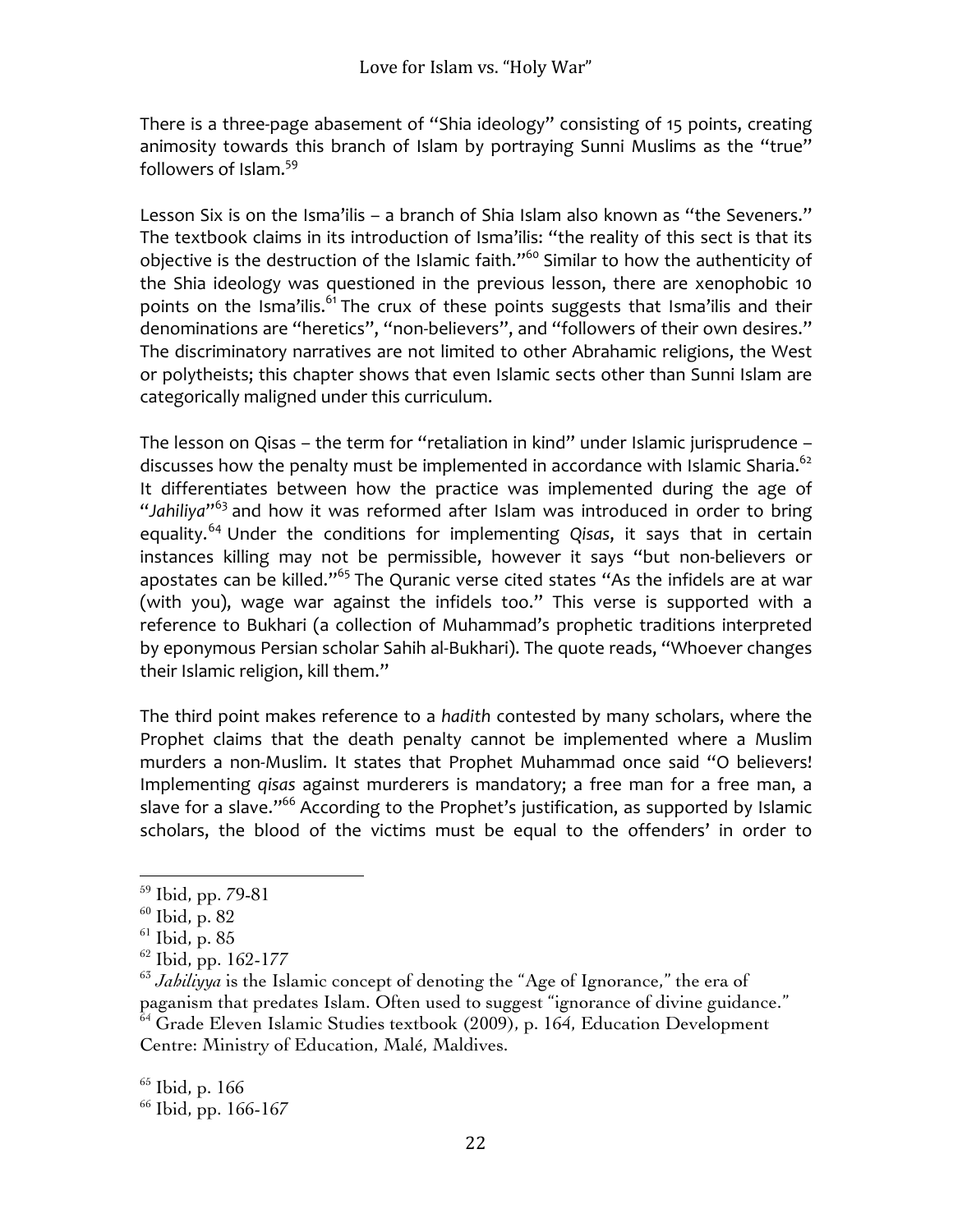There is a three-page abasement of "Shia ideology" consisting of 15 points, creating animosity towards this branch of Islam by portraying Sunni Muslims as the "true" followers of Islam.[59]

Lesson Six is on the Isma'ilis – a branch of Shia Islam also known as "the Seveners." The textbook claims in its introduction of Isma'ilis: "the reality of this sect is that its objective is the destruction of the Islamic faith."[60] Similar to how the authenticity of the Shia ideology was questioned in the previous lesson, there are xenophobic 10 points on the Isma'ilis.[61] The crux of these points suggests that Isma'ilis and their denominations are "heretics", "non-believers", and "followers of their own desires." The discriminatory narratives are not limited to other Abrahamic religions, the West or polytheists; this chapter shows that even Islamic sects other than Sunni Islam are categorically maligned under this curriculum.

The lesson on Qisas – the term for "retaliation in kind" under Islamic jurisprudence – discusses how the penalty must be implemented in accordance with Islamic Sharia.[62] It differentiates between how the practice was implemented during the age of "*Jahiliya*"[63] and how it was reformed after Islam was introduced in order to bring equality.[64] Under the conditions for implementing *Qisas*, it says that in certain instances killing may not be permissible, however it says "but non-believers or apostates can be killed."[65] The Quranic verse cited states "As the infidels are at war (with you), wage war against the infidels too." This verse is supported with a reference to Bukhari (a collection of Muhammad's prophetic traditions interpreted by eponymous Persian scholar Sahih al-Bukhari). The quote reads, "Whoever changes their Islamic religion, kill them."

The third point makes reference to a *hadith* contested by many scholars, where the Prophet claims that the death penalty cannot be implemented where a Muslim murders a non-Muslim. It states that Prophet Muhammad once said "O believers! Implementing *qisas* against murderers is mandatory; a free man for a free man, a slave for a slave."[66] According to the Prophet's justification, as supported by Islamic scholars, the blood of the victims must be equal to the offenders' in order to

---

[59] Ibid, pp. 79-81

[60] Ibid, p. 82

[61] Ibid, p. 85

[62] Ibid, pp. 162-177

[63] *Jahiliyya* is the Islamic concept of denoting the "Age of Ignorance," the era of paganism that predates Islam. Often used to suggest "ignorance of divine guidance."

[64] Grade Eleven Islamic Studies textbook (2009), p. 164, Education Development Centre: Ministry of Education, Malé, Maldives.

[65] Ibid, p. 166

[66] Ibid, pp. 166-167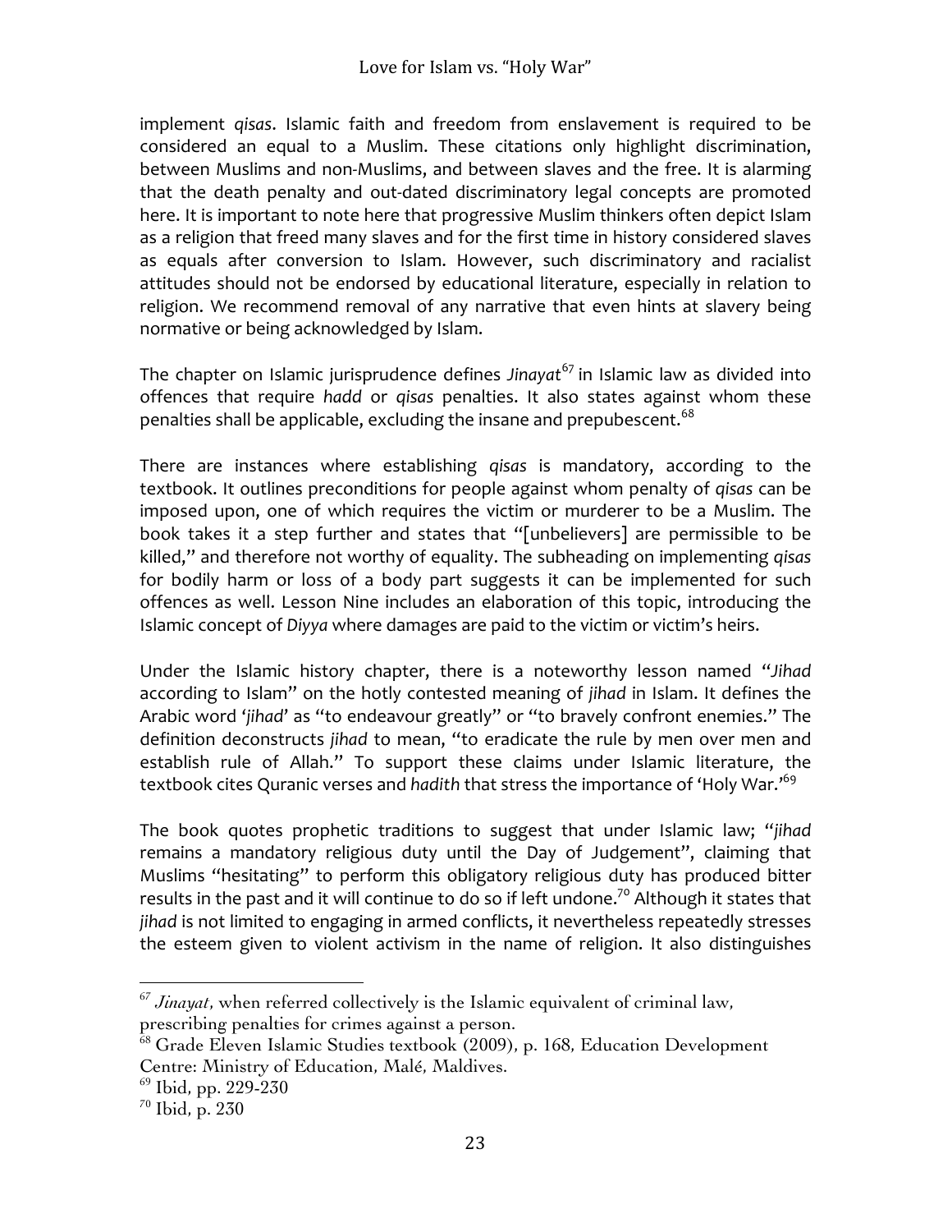implement *qisas*. Islamic faith and freedom from enslavement is required to be considered an equal to a Muslim. These citations only highlight discrimination, between Muslims and non-Muslims, and between slaves and the free. It is alarming that the death penalty and out-dated discriminatory legal concepts are promoted here. It is important to note here that progressive Muslim thinkers often depict Islam as a religion that freed many slaves and for the first time in history considered slaves as equals after conversion to Islam. However, such discriminatory and racialist attitudes should not be endorsed by educational literature, especially in relation to religion. We recommend removal of any narrative that even hints at slavery being normative or being acknowledged by Islam.

The chapter on Islamic jurisprudence defines *Jinayat*[67] in Islamic law as divided into offences that require *hadd* or *qisas* penalties. It also states against whom these penalties shall be applicable, excluding the insane and prepubescent.[68]

There are instances where establishing *qisas* is mandatory, according to the textbook. It outlines preconditions for people against whom penalty of *qisas* can be imposed upon, one of which requires the victim or murderer to be a Muslim. The book takes it a step further and states that "[unbelievers] are permissible to be killed," and therefore not worthy of equality. The subheading on implementing *qisas* for bodily harm or loss of a body part suggests it can be implemented for such offences as well. Lesson Nine includes an elaboration of this topic, introducing the Islamic concept of *Diyya* where damages are paid to the victim or victim's heirs.

Under the Islamic history chapter, there is a noteworthy lesson named "*Jihad* according to Islam" on the hotly contested meaning of *jihad* in Islam. It defines the Arabic word '*jihad*' as "to endeavour greatly" or "to bravely confront enemies." The definition deconstructs *jihad* to mean, "to eradicate the rule by men over men and establish rule of Allah." To support these claims under Islamic literature, the textbook cites Quranic verses and *hadith* that stress the importance of 'Holy War.'[69]

The book quotes prophetic traditions to suggest that under Islamic law; "*jihad* remains a mandatory religious duty until the Day of Judgement", claiming that Muslims "hesitating" to perform this obligatory religious duty has produced bitter results in the past and it will continue to do so if left undone.[70] Although it states that *jihad* is not limited to engaging in armed conflicts, it nevertheless repeatedly stresses the esteem given to violent activism in the name of religion. It also distinguishes

---

[67] *Jinayat*, when referred collectively is the Islamic equivalent of criminal law, prescribing penalties for crimes against a person.

[68] Grade Eleven Islamic Studies textbook (2009), p. 168, Education Development Centre: Ministry of Education, Malé, Maldives.

[69] Ibid, pp. 229-230

[70] Ibid, p. 230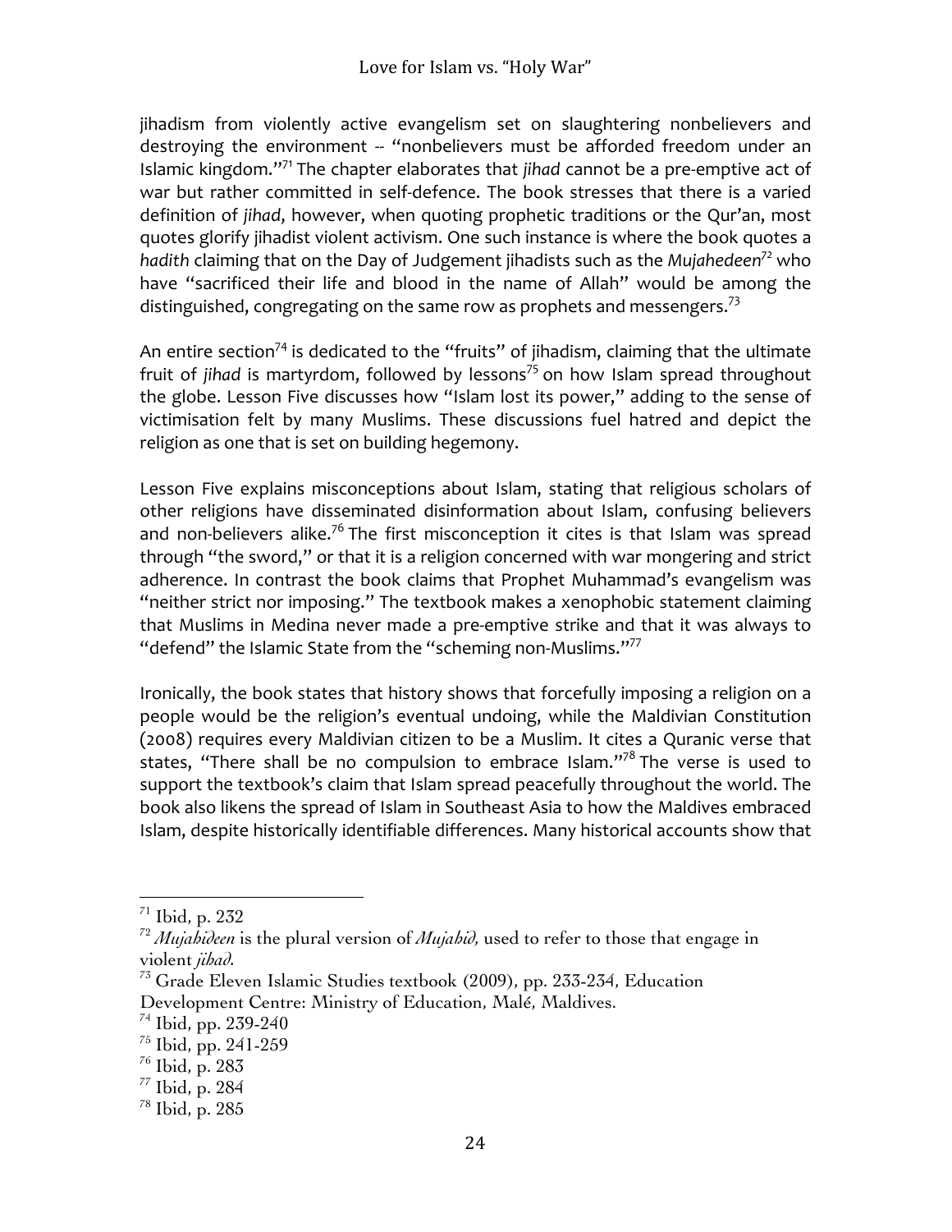jihadism from violently active evangelism set on slaughtering nonbelievers and destroying the environment -- "nonbelievers must be afforded freedom under an Islamic kingdom."[71] The chapter elaborates that *jihad* cannot be a pre-emptive act of war but rather committed in self-defence. The book stresses that there is a varied definition of *jihad*, however, when quoting prophetic traditions or the Qur'an, most quotes glorify jihadist violent activism. One such instance is where the book quotes a *hadith* claiming that on the Day of Judgement jihadists such as the *Mujahedeen*[72] who have "sacrificed their life and blood in the name of Allah" would be among the distinguished, congregating on the same row as prophets and messengers.[73]

An entire section[74] is dedicated to the "fruits" of jihadism, claiming that the ultimate fruit of *jihad* is martyrdom, followed by lessons[75] on how Islam spread throughout the globe. Lesson Five discusses how "Islam lost its power," adding to the sense of victimisation felt by many Muslims. These discussions fuel hatred and depict the religion as one that is set on building hegemony.

Lesson Five explains misconceptions about Islam, stating that religious scholars of other religions have disseminated disinformation about Islam, confusing believers and non-believers alike.[76] The first misconception it cites is that Islam was spread through "the sword," or that it is a religion concerned with war mongering and strict adherence. In contrast the book claims that Prophet Muhammad's evangelism was "neither strict nor imposing." The textbook makes a xenophobic statement claiming that Muslims in Medina never made a pre-emptive strike and that it was always to "defend" the Islamic State from the "scheming non-Muslims."[77]

Ironically, the book states that history shows that forcefully imposing a religion on a people would be the religion's eventual undoing, while the Maldivian Constitution (2008) requires every Maldivian citizen to be a Muslim. It cites a Quranic verse that states, "There shall be no compulsion to embrace Islam."[78] The verse is used to support the textbook's claim that Islam spread peacefully throughout the world. The book also likens the spread of Islam in Southeast Asia to how the Maldives embraced Islam, despite historically identifiable differences. Many historical accounts show that

---

[71] Ibid, p. 232

[72] *Mujahideen* is the plural version of *Mujahid,* used to refer to those that engage in violent *jihad.*

[73] Grade Eleven Islamic Studies textbook (2009), pp. 233-234, Education Development Centre: Ministry of Education, Malé, Maldives.

[74] Ibid, pp. 239-240

[75] Ibid, pp. 241-259

[76] Ibid, p. 283

[77] Ibid, p. 284

[78] Ibid, p. 285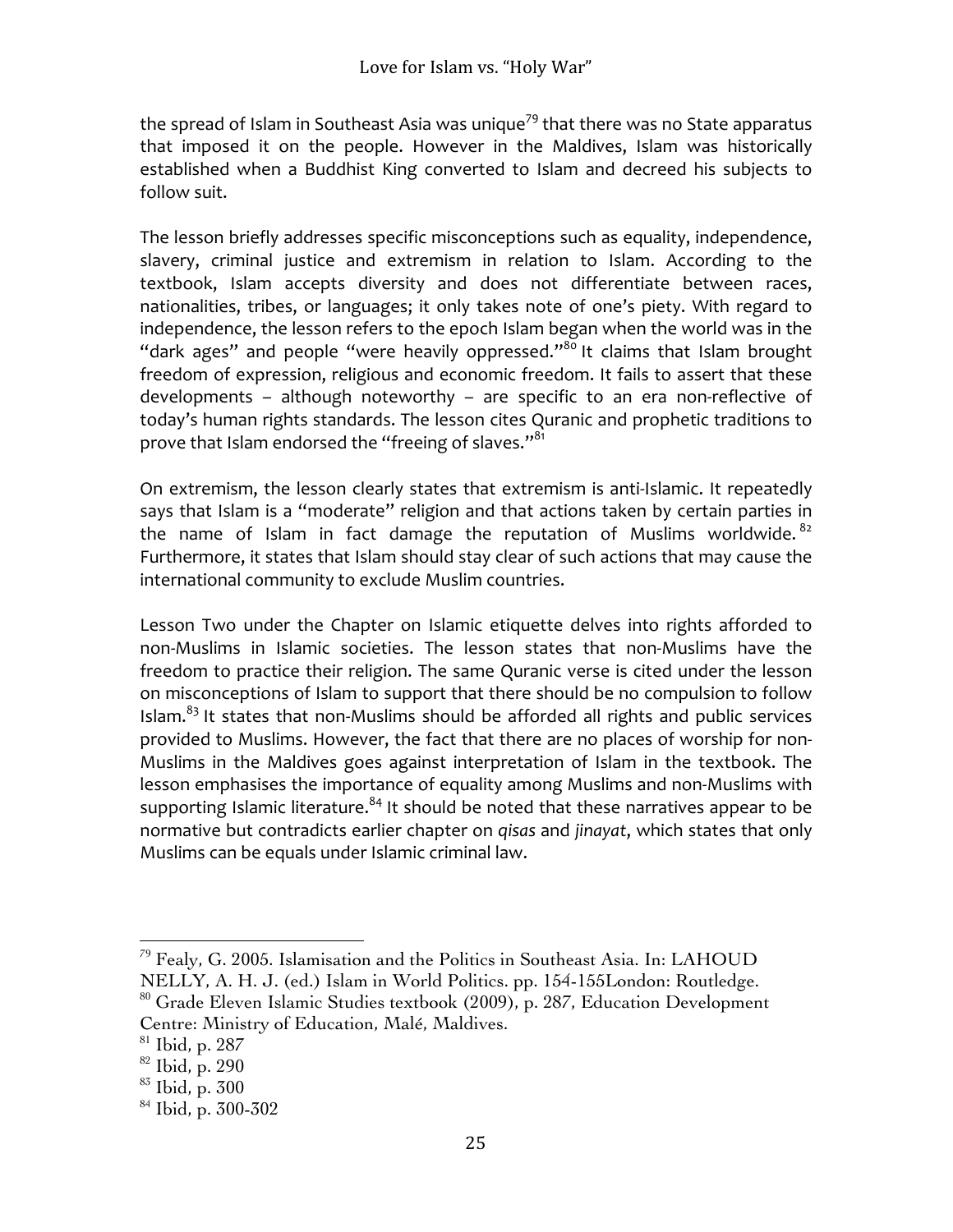the spread of Islam in Southeast Asia was unique[79] that there was no State apparatus that imposed it on the people. However in the Maldives, Islam was historically established when a Buddhist King converted to Islam and decreed his subjects to follow suit.

The lesson briefly addresses specific misconceptions such as equality, independence, slavery, criminal justice and extremism in relation to Islam. According to the textbook, Islam accepts diversity and does not differentiate between races, nationalities, tribes, or languages; it only takes note of one's piety. With regard to independence, the lesson refers to the epoch Islam began when the world was in the "dark ages" and people "were heavily oppressed."[80] It claims that Islam brought freedom of expression, religious and economic freedom. It fails to assert that these developments – although noteworthy – are specific to an era non-reflective of today's human rights standards. The lesson cites Quranic and prophetic traditions to prove that Islam endorsed the "freeing of slaves."[81]

On extremism, the lesson clearly states that extremism is anti-Islamic. It repeatedly says that Islam is a "moderate" religion and that actions taken by certain parties in the name of Islam in fact damage the reputation of Muslims worldwide.[82] Furthermore, it states that Islam should stay clear of such actions that may cause the international community to exclude Muslim countries.

Lesson Two under the Chapter on Islamic etiquette delves into rights afforded to non-Muslims in Islamic societies. The lesson states that non-Muslims have the freedom to practice their religion. The same Quranic verse is cited under the lesson on misconceptions of Islam to support that there should be no compulsion to follow Islam.[83] It states that non-Muslims should be afforded all rights and public services provided to Muslims. However, the fact that there are no places of worship for non-Muslims in the Maldives goes against interpretation of Islam in the textbook. The lesson emphasises the importance of equality among Muslims and non-Muslims with supporting Islamic literature.[84] It should be noted that these narratives appear to be normative but contradicts earlier chapter on *qisas* and *jinayat*, which states that only Muslims can be equals under Islamic criminal law.

---

[79] Fealy, G. 2005. Islamisation and the Politics in Southeast Asia. In: LAHOUD NELLY, A. H. J. (ed.) Islam in World Politics. pp. 154-155London: Routledge.

[80] Grade Eleven Islamic Studies textbook (2009), p. 287, Education Development Centre: Ministry of Education, Malé, Maldives.

[81] Ibid, p. 287

[82] Ibid, p. 290

[83] Ibid, p. 300

[84] Ibid, p. 300-302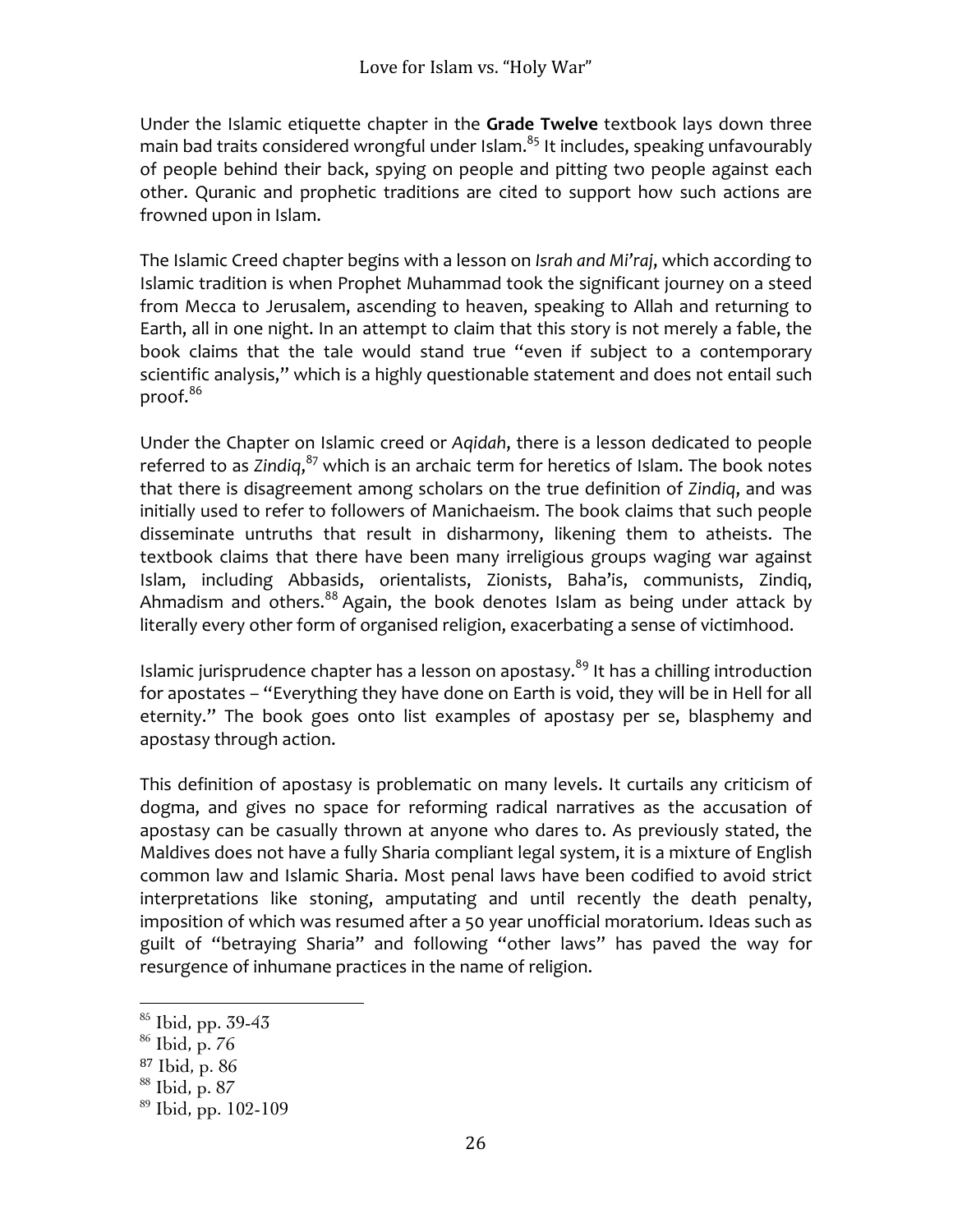Under the Islamic etiquette chapter in the **Grade Twelve** textbook lays down three main bad traits considered wrongful under Islam.[85] It includes, speaking unfavourably of people behind their back, spying on people and pitting two people against each other. Quranic and prophetic traditions are cited to support how such actions are frowned upon in Islam.

The Islamic Creed chapter begins with a lesson on *Israh and Mi'raj*, which according to Islamic tradition is when Prophet Muhammad took the significant journey on a steed from Mecca to Jerusalem, ascending to heaven, speaking to Allah and returning to Earth, all in one night. In an attempt to claim that this story is not merely a fable, the book claims that the tale would stand true "even if subject to a contemporary scientific analysis," which is a highly questionable statement and does not entail such proof.[86]

Under the Chapter on Islamic creed or *Aqidah*, there is a lesson dedicated to people referred to as *Zindiq*,[87] which is an archaic term for heretics of Islam. The book notes that there is disagreement among scholars on the true definition of *Zindiq*, and was initially used to refer to followers of Manichaeism. The book claims that such people disseminate untruths that result in disharmony, likening them to atheists. The textbook claims that there have been many irreligious groups waging war against Islam, including Abbasids, orientalists, Zionists, Baha'is, communists, Zindiq, Ahmadism and others.[88] Again, the book denotes Islam as being under attack by literally every other form of organised religion, exacerbating a sense of victimhood.

Islamic jurisprudence chapter has a lesson on apostasy.[89] It has a chilling introduction for apostates – "Everything they have done on Earth is void, they will be in Hell for all eternity." The book goes onto list examples of apostasy per se, blasphemy and apostasy through action.

This definition of apostasy is problematic on many levels. It curtails any criticism of dogma, and gives no space for reforming radical narratives as the accusation of apostasy can be casually thrown at anyone who dares to. As previously stated, the Maldives does not have a fully Sharia compliant legal system, it is a mixture of English common law and Islamic Sharia. Most penal laws have been codified to avoid strict interpretations like stoning, amputating and until recently the death penalty, imposition of which was resumed after a 50 year unofficial moratorium. Ideas such as guilt of "betraying Sharia" and following "other laws" has paved the way for resurgence of inhumane practices in the name of religion.

---

[85] Ibid, pp. 39-43

[86] Ibid, p. 76

[87] Ibid, p. 86

[88] Ibid, p. 87

[89] Ibid, pp. 102-109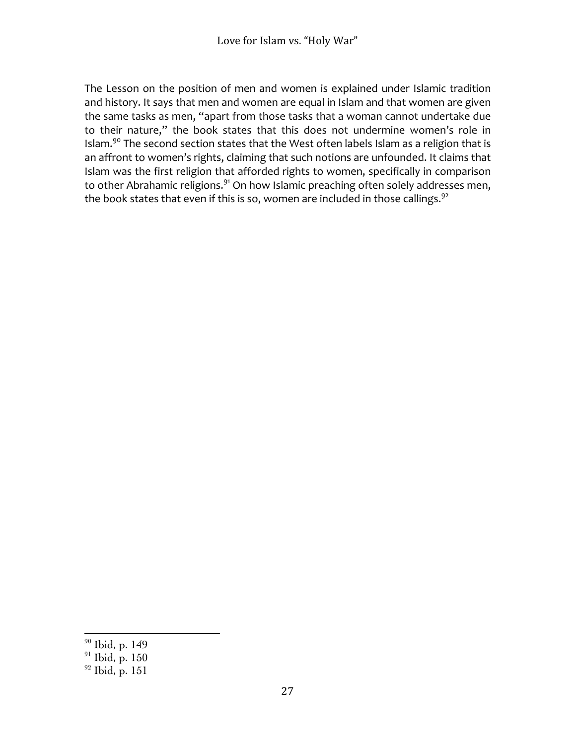The Lesson on the position of men and women is explained under Islamic tradition and history. It says that men and women are equal in Islam and that women are given the same tasks as men, "apart from those tasks that a woman cannot undertake due to their nature," the book states that this does not undermine women's role in Islam.[90] The second section states that the West often labels Islam as a religion that is an affront to women's rights, claiming that such notions are unfounded. It claims that Islam was the first religion that afforded rights to women, specifically in comparison to other Abrahamic religions.[91] On how Islamic preaching often solely addresses men, the book states that even if this is so, women are included in those callings.[92]

---

[90] Ibid, p. 149
[91] Ibid, p. 150
[92] Ibid, p. 151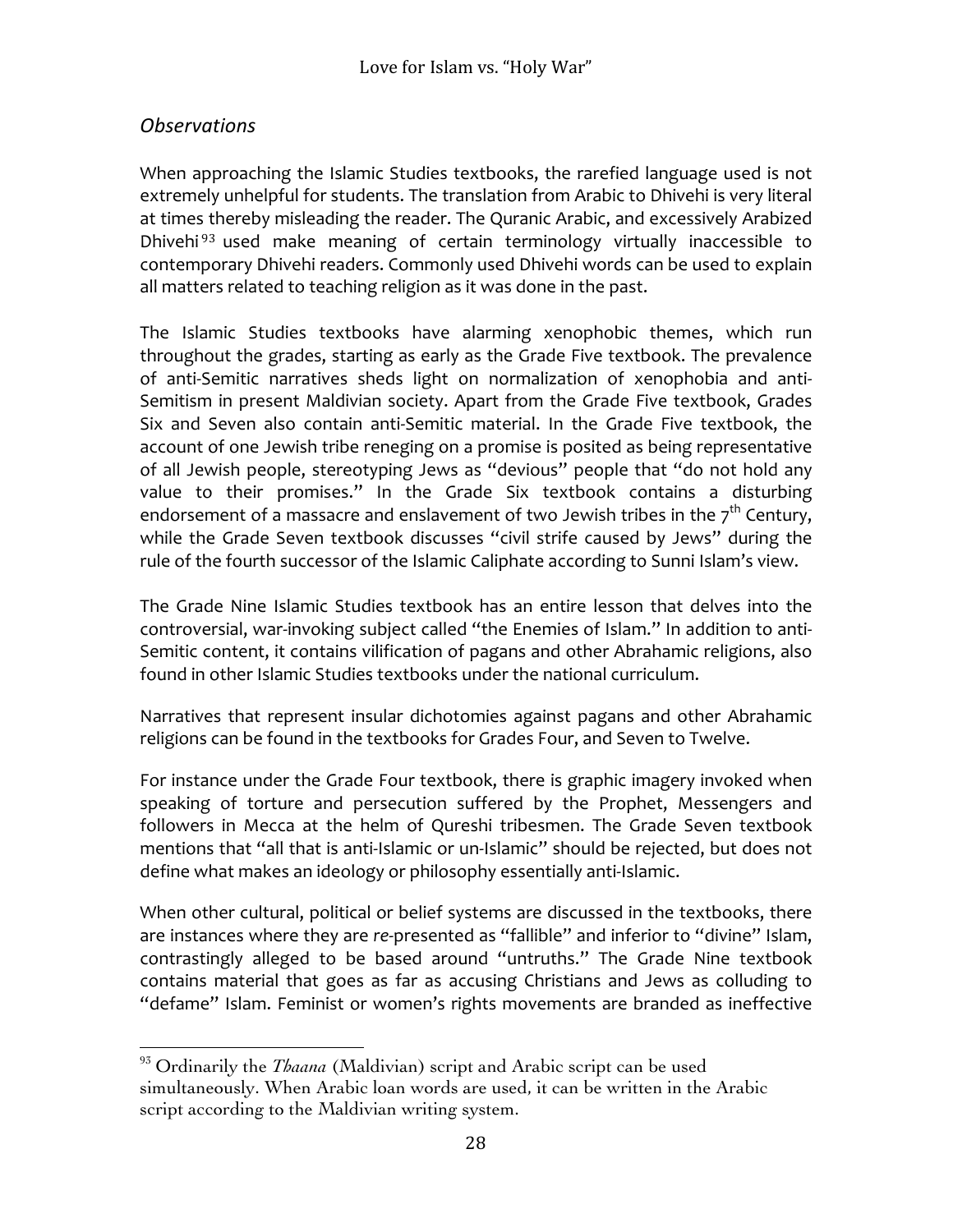## *Observations*

When approaching the Islamic Studies textbooks, the rarefied language used is not extremely unhelpful for students. The translation from Arabic to Dhivehi is very literal at times thereby misleading the reader. The Quranic Arabic, and excessively Arabized Dhivehi[93] used make meaning of certain terminology virtually inaccessible to contemporary Dhivehi readers. Commonly used Dhivehi words can be used to explain all matters related to teaching religion as it was done in the past.

The Islamic Studies textbooks have alarming xenophobic themes, which run throughout the grades, starting as early as the Grade Five textbook. The prevalence of anti-Semitic narratives sheds light on normalization of xenophobia and anti-Semitism in present Maldivian society. Apart from the Grade Five textbook, Grades Six and Seven also contain anti-Semitic material. In the Grade Five textbook, the account of one Jewish tribe reneging on a promise is posited as being representative of all Jewish people, stereotyping Jews as "devious" people that "do not hold any value to their promises." In the Grade Six textbook contains a disturbing endorsement of a massacre and enslavement of two Jewish tribes in the 7th Century, while the Grade Seven textbook discusses "civil strife caused by Jews" during the rule of the fourth successor of the Islamic Caliphate according to Sunni Islam's view.

The Grade Nine Islamic Studies textbook has an entire lesson that delves into the controversial, war-invoking subject called "the Enemies of Islam." In addition to anti-Semitic content, it contains vilification of pagans and other Abrahamic religions, also found in other Islamic Studies textbooks under the national curriculum.

Narratives that represent insular dichotomies against pagans and other Abrahamic religions can be found in the textbooks for Grades Four, and Seven to Twelve.

For instance under the Grade Four textbook, there is graphic imagery invoked when speaking of torture and persecution suffered by the Prophet, Messengers and followers in Mecca at the helm of Qureshi tribesmen. The Grade Seven textbook mentions that "all that is anti-Islamic or un-Islamic" should be rejected, but does not define what makes an ideology or philosophy essentially anti-Islamic.

When other cultural, political or belief systems are discussed in the textbooks, there are instances where they are *re*-presented as "fallible" and inferior to "divine" Islam, contrastingly alleged to be based around "untruths." The Grade Nine textbook contains material that goes as far as accusing Christians and Jews as colluding to "defame" Islam. Feminist or women's rights movements are branded as ineffective

---

[93] Ordinarily the *Thaana* (Maldivian) script and Arabic script can be used simultaneously. When Arabic loan words are used, it can be written in the Arabic script according to the Maldivian writing system.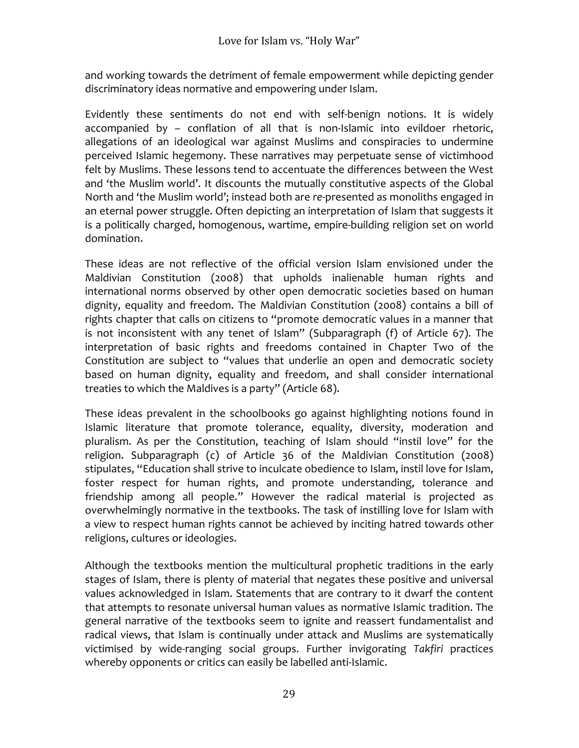and working towards the detriment of female empowerment while depicting gender discriminatory ideas normative and empowering under Islam.

Evidently these sentiments do not end with self-benign notions. It is widely accompanied by – conflation of all that is non-Islamic into evildoer rhetoric, allegations of an ideological war against Muslims and conspiracies to undermine perceived Islamic hegemony. These narratives may perpetuate sense of victimhood felt by Muslims. These lessons tend to accentuate the differences between the West and 'the Muslim world'. It discounts the mutually constitutive aspects of the Global North and 'the Muslim world'; instead both are *re*-presented as monoliths engaged in an eternal power struggle. Often depicting an interpretation of Islam that suggests it is a politically charged, homogenous, wartime, empire-building religion set on world domination.

These ideas are not reflective of the official version Islam envisioned under the Maldivian Constitution (2008) that upholds inalienable human rights and international norms observed by other open democratic societies based on human dignity, equality and freedom. The Maldivian Constitution (2008) contains a bill of rights chapter that calls on citizens to "promote democratic values in a manner that is not inconsistent with any tenet of Islam" (Subparagraph (f) of Article 67). The interpretation of basic rights and freedoms contained in Chapter Two of the Constitution are subject to "values that underlie an open and democratic society based on human dignity, equality and freedom, and shall consider international treaties to which the Maldives is a party" (Article 68).

These ideas prevalent in the schoolbooks go against highlighting notions found in Islamic literature that promote tolerance, equality, diversity, moderation and pluralism. As per the Constitution, teaching of Islam should "instil love" for the religion. Subparagraph (c) of Article 36 of the Maldivian Constitution (2008) stipulates, "Education shall strive to inculcate obedience to Islam, instil love for Islam, foster respect for human rights, and promote understanding, tolerance and friendship among all people." However the radical material is projected as overwhelmingly normative in the textbooks. The task of instilling love for Islam with a view to respect human rights cannot be achieved by inciting hatred towards other religions, cultures or ideologies.

Although the textbooks mention the multicultural prophetic traditions in the early stages of Islam, there is plenty of material that negates these positive and universal values acknowledged in Islam. Statements that are contrary to it dwarf the content that attempts to resonate universal human values as normative Islamic tradition. The general narrative of the textbooks seem to ignite and reassert fundamentalist and radical views, that Islam is continually under attack and Muslims are systematically victimised by wide-ranging social groups. Further invigorating *Takfiri* practices whereby opponents or critics can easily be labelled anti-Islamic.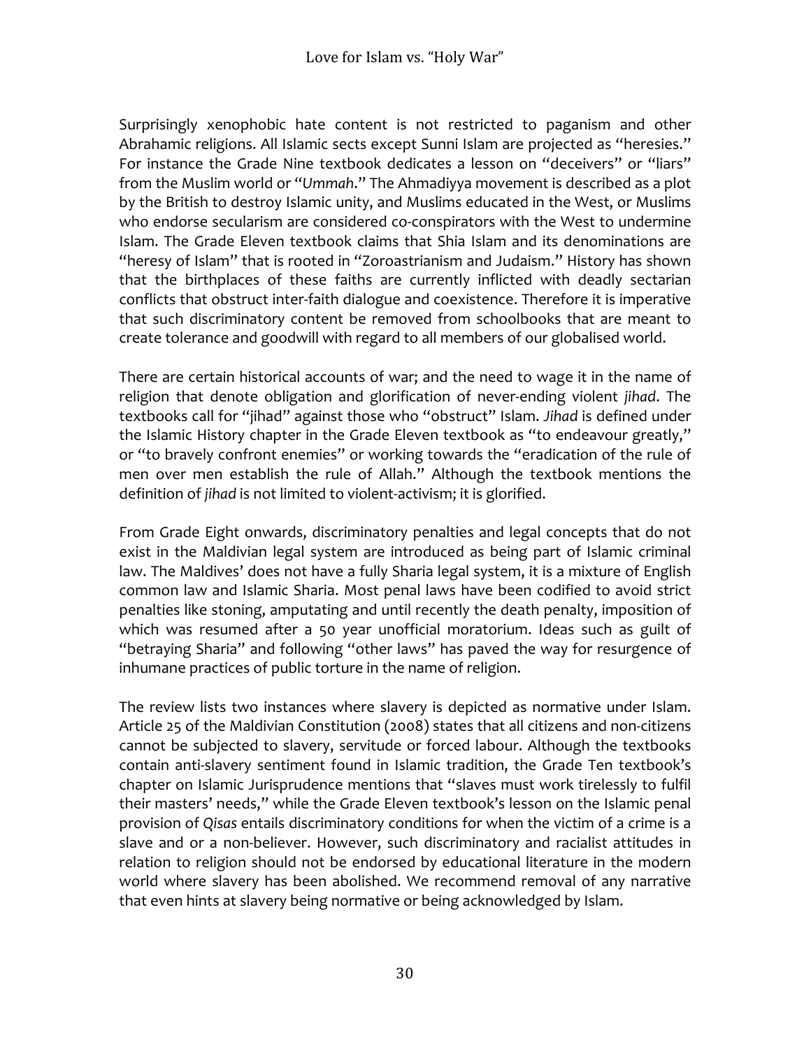Surprisingly xenophobic hate content is not restricted to paganism and other Abrahamic religions. All Islamic sects except Sunni Islam are projected as "heresies." For instance the Grade Nine textbook dedicates a lesson on "deceivers" or "liars" from the Muslim world or "*Ummah*." The Ahmadiyya movement is described as a plot by the British to destroy Islamic unity, and Muslims educated in the West, or Muslims who endorse secularism are considered co-conspirators with the West to undermine Islam. The Grade Eleven textbook claims that Shia Islam and its denominations are "heresy of Islam" that is rooted in "Zoroastrianism and Judaism." History has shown that the birthplaces of these faiths are currently inflicted with deadly sectarian conflicts that obstruct inter-faith dialogue and coexistence. Therefore it is imperative that such discriminatory content be removed from schoolbooks that are meant to create tolerance and goodwill with regard to all members of our globalised world.

There are certain historical accounts of war; and the need to wage it in the name of religion that denote obligation and glorification of never-ending violent *jihad*. The textbooks call for "jihad" against those who "obstruct" Islam. *Jihad* is defined under the Islamic History chapter in the Grade Eleven textbook as "to endeavour greatly," or "to bravely confront enemies" or working towards the "eradication of the rule of men over men establish the rule of Allah." Although the textbook mentions the definition of *jihad* is not limited to violent-activism; it is glorified.

From Grade Eight onwards, discriminatory penalties and legal concepts that do not exist in the Maldivian legal system are introduced as being part of Islamic criminal law. The Maldives' does not have a fully Sharia legal system, it is a mixture of English common law and Islamic Sharia. Most penal laws have been codified to avoid strict penalties like stoning, amputating and until recently the death penalty, imposition of which was resumed after a 50 year unofficial moratorium. Ideas such as guilt of "betraying Sharia" and following "other laws" has paved the way for resurgence of inhumane practices of public torture in the name of religion.

The review lists two instances where slavery is depicted as normative under Islam. Article 25 of the Maldivian Constitution (2008) states that all citizens and non-citizens cannot be subjected to slavery, servitude or forced labour. Although the textbooks contain anti-slavery sentiment found in Islamic tradition, the Grade Ten textbook's chapter on Islamic Jurisprudence mentions that "slaves must work tirelessly to fulfil their masters' needs," while the Grade Eleven textbook's lesson on the Islamic penal provision of *Qisas* entails discriminatory conditions for when the victim of a crime is a slave and or a non-believer. However, such discriminatory and racialist attitudes in relation to religion should not be endorsed by educational literature in the modern world where slavery has been abolished. We recommend removal of any narrative that even hints at slavery being normative or being acknowledged by Islam.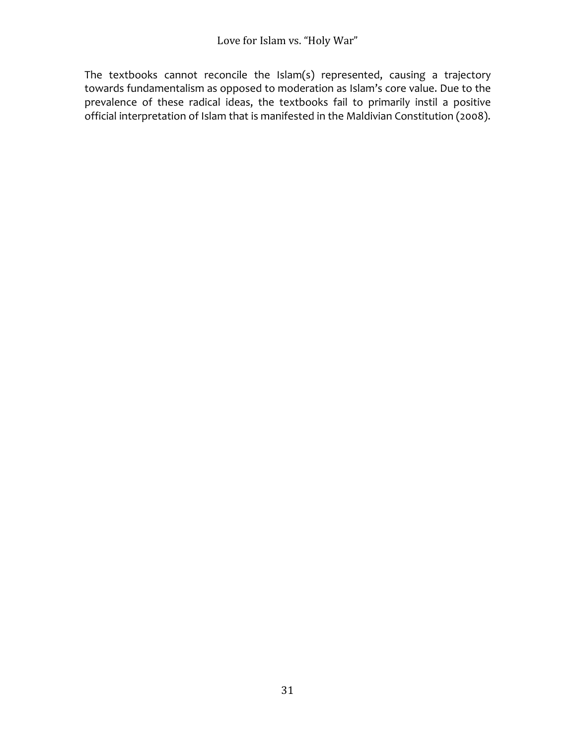The textbooks cannot reconcile the Islam(s) represented, causing a trajectory towards fundamentalism as opposed to moderation as Islam's core value. Due to the prevalence of these radical ideas, the textbooks fail to primarily instil a positive official interpretation of Islam that is manifested in the Maldivian Constitution (2008).